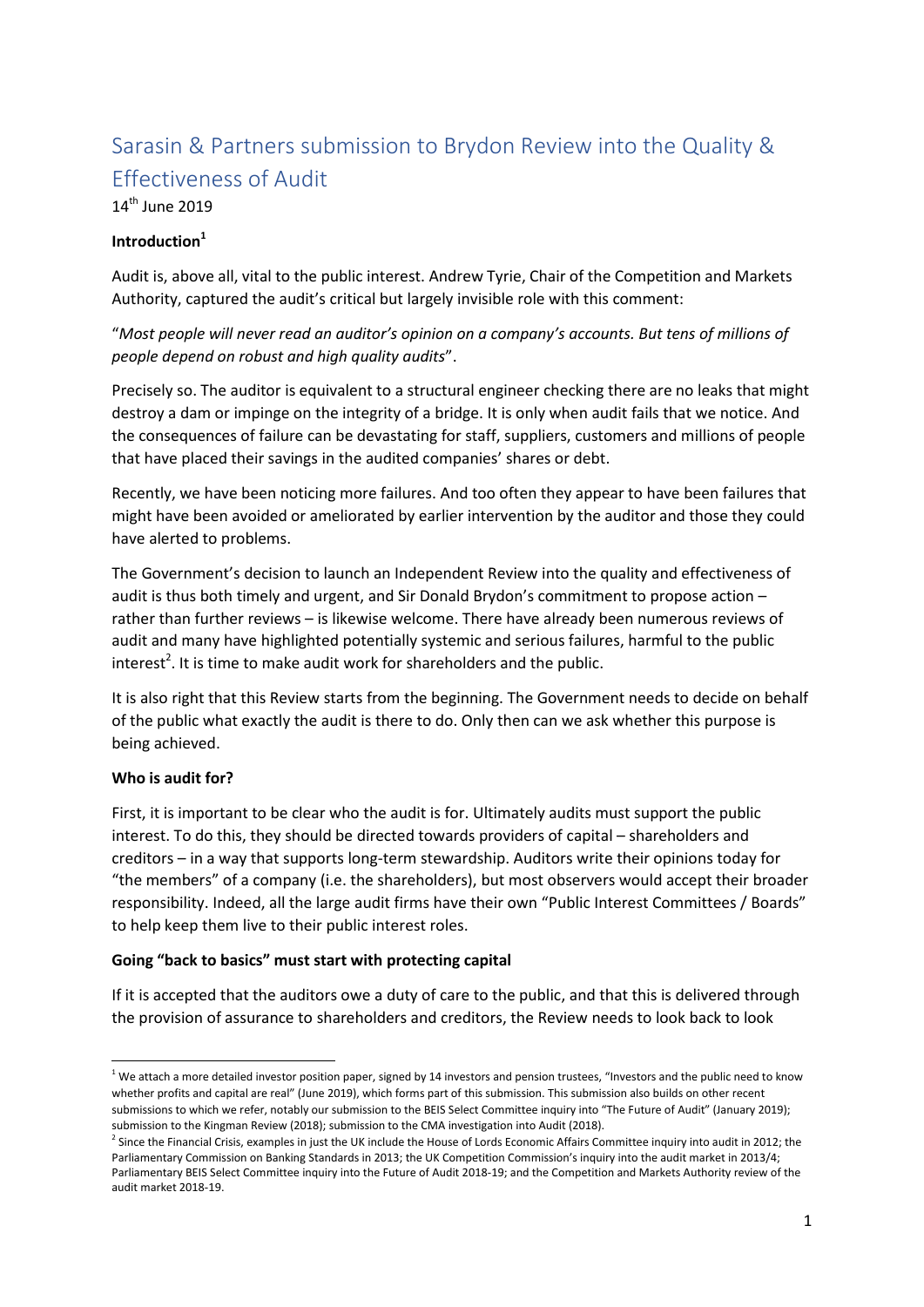# Sarasin & Partners submission to Brydon Review into the Quality & Effectiveness of Audit

14th June 2019

**Introduction[1]**

Audit is, above all, vital to the public interest. Andrew Tyrie, Chair of the Competition and Markets Authority, captured the audit's critical but largely invisible role with this comment:

"*Most people will never read an auditor's opinion on a company's accounts. But tens of millions of people depend on robust and high quality audits*".

Precisely so. The auditor is equivalent to a structural engineer checking there are no leaks that might destroy a dam or impinge on the integrity of a bridge. It is only when audit fails that we notice. And the consequences of failure can be devastating for staff, suppliers, customers and millions of people that have placed their savings in the audited companies' shares or debt.

Recently, we have been noticing more failures. And too often they appear to have been failures that might have been avoided or ameliorated by earlier intervention by the auditor and those they could have alerted to problems.

The Government's decision to launch an Independent Review into the quality and effectiveness of audit is thus both timely and urgent, and Sir Donald Brydon's commitment to propose action – rather than further reviews – is likewise welcome. There have already been numerous reviews of audit and many have highlighted potentially systemic and serious failures, harmful to the public interest[2]. It is time to make audit work for shareholders and the public.

It is also right that this Review starts from the beginning. The Government needs to decide on behalf of the public what exactly the audit is there to do. Only then can we ask whether this purpose is being achieved.

**Who is audit for?**

First, it is important to be clear who the audit is for. Ultimately audits must support the public interest. To do this, they should be directed towards providers of capital – shareholders and creditors – in a way that supports long-term stewardship. Auditors write their opinions today for "the members" of a company (i.e. the shareholders), but most observers would accept their broader responsibility. Indeed, all the large audit firms have their own "Public Interest Committees / Boards" to help keep them live to their public interest roles.

**Going "back to basics" must start with protecting capital**

If it is accepted that the auditors owe a duty of care to the public, and that this is delivered through the provision of assurance to shareholders and creditors, the Review needs to look back to look

---

[1] We attach a more detailed investor position paper, signed by 14 investors and pension trustees, "Investors and the public need to know whether profits and capital are real" (June 2019), which forms part of this submission. This submission also builds on other recent submissions to which we refer, notably our submission to the BEIS Select Committee inquiry into "The Future of Audit" (January 2019); submission to the Kingman Review (2018); submission to the CMA investigation into Audit (2018).

[2] Since the Financial Crisis, examples in just the UK include the House of Lords Economic Affairs Committee inquiry into audit in 2012; the Parliamentary Commission on Banking Standards in 2013; the UK Competition Commission's inquiry into the audit market in 2013/4; Parliamentary BEIS Select Committee inquiry into the Future of Audit 2018-19; and the Competition and Markets Authority review of the audit market 2018-19.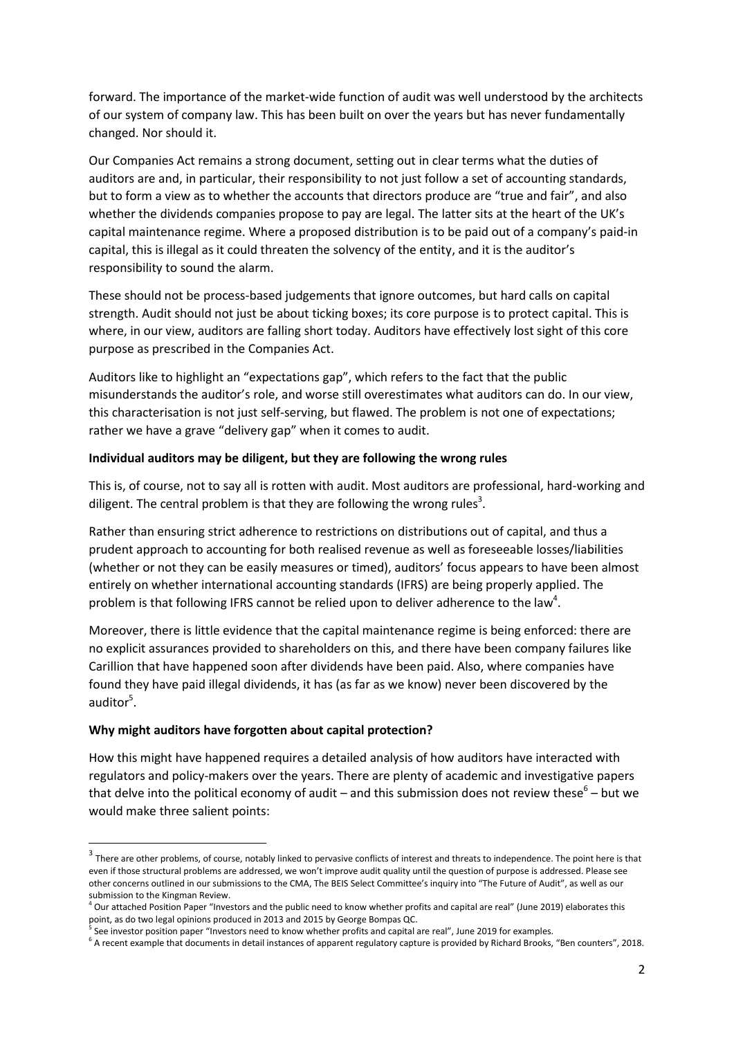forward. The importance of the market-wide function of audit was well understood by the architects of our system of company law. This has been built on over the years but has never fundamentally changed. Nor should it.

Our Companies Act remains a strong document, setting out in clear terms what the duties of auditors are and, in particular, their responsibility to not just follow a set of accounting standards, but to form a view as to whether the accounts that directors produce are "true and fair", and also whether the dividends companies propose to pay are legal. The latter sits at the heart of the UK's capital maintenance regime. Where a proposed distribution is to be paid out of a company's paid-in capital, this is illegal as it could threaten the solvency of the entity, and it is the auditor's responsibility to sound the alarm.

These should not be process-based judgements that ignore outcomes, but hard calls on capital strength. Audit should not just be about ticking boxes; its core purpose is to protect capital. This is where, in our view, auditors are falling short today. Auditors have effectively lost sight of this core purpose as prescribed in the Companies Act.

Auditors like to highlight an "expectations gap", which refers to the fact that the public misunderstands the auditor's role, and worse still overestimates what auditors can do. In our view, this characterisation is not just self-serving, but flawed. The problem is not one of expectations; rather we have a grave "delivery gap" when it comes to audit.

**Individual auditors may be diligent, but they are following the wrong rules**

This is, of course, not to say all is rotten with audit. Most auditors are professional, hard-working and diligent. The central problem is that they are following the wrong rules[3].

Rather than ensuring strict adherence to restrictions on distributions out of capital, and thus a prudent approach to accounting for both realised revenue as well as foreseeable losses/liabilities (whether or not they can be easily measures or timed), auditors' focus appears to have been almost entirely on whether international accounting standards (IFRS) are being properly applied. The problem is that following IFRS cannot be relied upon to deliver adherence to the law[4].

Moreover, there is little evidence that the capital maintenance regime is being enforced: there are no explicit assurances provided to shareholders on this, and there have been company failures like Carillion that have happened soon after dividends have been paid. Also, where companies have found they have paid illegal dividends, it has (as far as we know) never been discovered by the auditor[5].

**Why might auditors have forgotten about capital protection?**

How this might have happened requires a detailed analysis of how auditors have interacted with regulators and policy-makers over the years. There are plenty of academic and investigative papers that delve into the political economy of audit – and this submission does not review these[6] – but we would make three salient points:

---

[3] There are other problems, of course, notably linked to pervasive conflicts of interest and threats to independence. The point here is that even if those structural problems are addressed, we won't improve audit quality until the question of purpose is addressed. Please see other concerns outlined in our submissions to the CMA, The BEIS Select Committee's inquiry into "The Future of Audit", as well as our submission to the Kingman Review.

[4] Our attached Position Paper "Investors and the public need to know whether profits and capital are real" (June 2019) elaborates this point, as do two legal opinions produced in 2013 and 2015 by George Bompas QC.

[5] See investor position paper "Investors need to know whether profits and capital are real", June 2019 for examples.

[6] A recent example that documents in detail instances of apparent regulatory capture is provided by Richard Brooks, "Ben counters", 2018.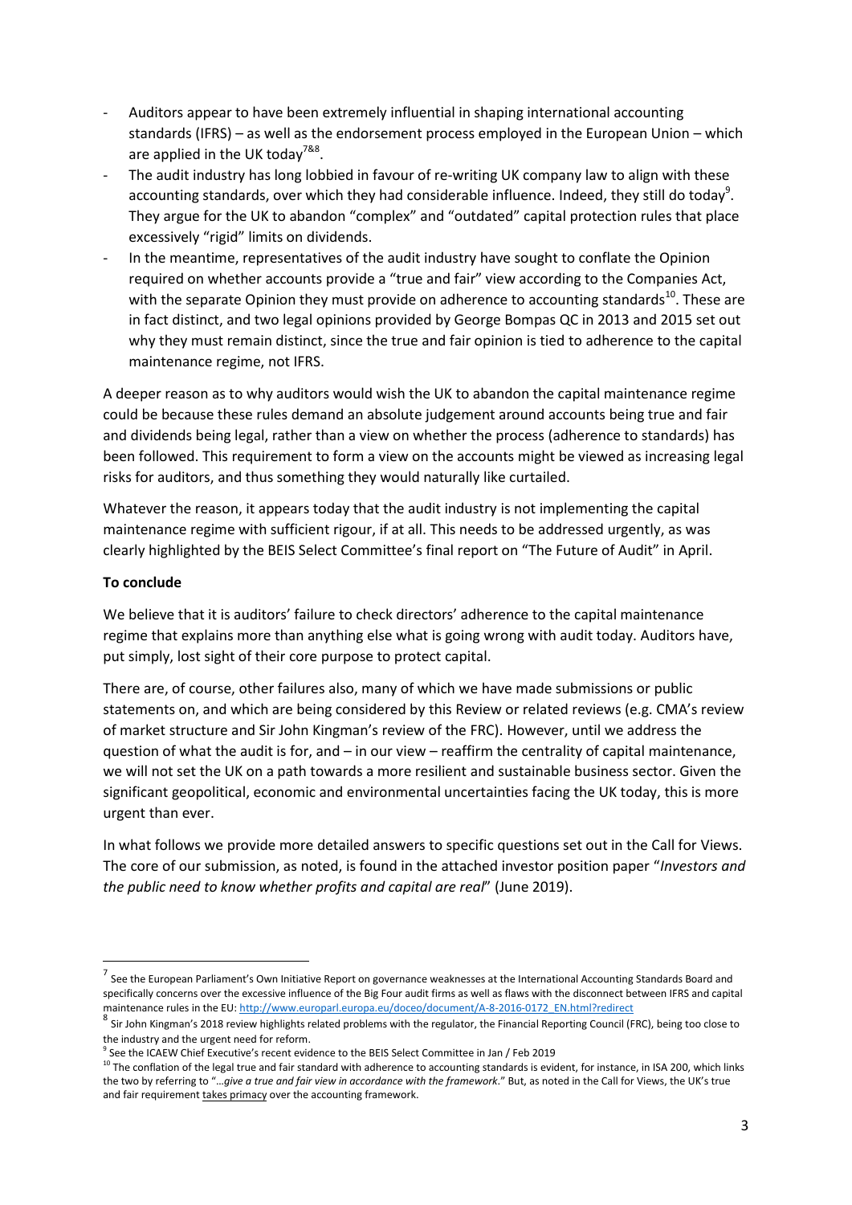- Auditors appear to have been extremely influential in shaping international accounting standards (IFRS) – as well as the endorsement process employed in the European Union – which are applied in the UK today[7&8].
- The audit industry has long lobbied in favour of re-writing UK company law to align with these accounting standards, over which they had considerable influence. Indeed, they still do today[9]. They argue for the UK to abandon "complex" and "outdated" capital protection rules that place excessively "rigid" limits on dividends.
- In the meantime, representatives of the audit industry have sought to conflate the Opinion required on whether accounts provide a "true and fair" view according to the Companies Act, with the separate Opinion they must provide on adherence to accounting standards[10]. These are in fact distinct, and two legal opinions provided by George Bompas QC in 2013 and 2015 set out why they must remain distinct, since the true and fair opinion is tied to adherence to the capital maintenance regime, not IFRS.

A deeper reason as to why auditors would wish the UK to abandon the capital maintenance regime could be because these rules demand an absolute judgement around accounts being true and fair and dividends being legal, rather than a view on whether the process (adherence to standards) has been followed. This requirement to form a view on the accounts might be viewed as increasing legal risks for auditors, and thus something they would naturally like curtailed.

Whatever the reason, it appears today that the audit industry is not implementing the capital maintenance regime with sufficient rigour, if at all. This needs to be addressed urgently, as was clearly highlighted by the BEIS Select Committee's final report on "The Future of Audit" in April.

**To conclude**

We believe that it is auditors' failure to check directors' adherence to the capital maintenance regime that explains more than anything else what is going wrong with audit today. Auditors have, put simply, lost sight of their core purpose to protect capital.

There are, of course, other failures also, many of which we have made submissions or public statements on, and which are being considered by this Review or related reviews (e.g. CMA's review of market structure and Sir John Kingman's review of the FRC). However, until we address the question of what the audit is for, and – in our view – reaffirm the centrality of capital maintenance, we will not set the UK on a path towards a more resilient and sustainable business sector. Given the significant geopolitical, economic and environmental uncertainties facing the UK today, this is more urgent than ever.

In what follows we provide more detailed answers to specific questions set out in the Call for Views. The core of our submission, as noted, is found in the attached investor position paper "*Investors and the public need to know whether profits and capital are real*" (June 2019).

---

[7] See the European Parliament's Own Initiative Report on governance weaknesses at the International Accounting Standards Board and specifically concerns over the excessive influence of the Big Four audit firms as well as flaws with the disconnect between IFRS and capital maintenance rules in the EU: http://www.europarl.europa.eu/doceo/document/A-8-2016-0172_EN.html?redirect

[8] Sir John Kingman's 2018 review highlights related problems with the regulator, the Financial Reporting Council (FRC), being too close to the industry and the urgent need for reform.

[9] See the ICAEW Chief Executive's recent evidence to the BEIS Select Committee in Jan / Feb 2019

[10] The conflation of the legal true and fair standard with adherence to accounting standards is evident, for instance, in ISA 200, which links the two by referring to "…*give a true and fair view in accordance with the framework*." But, as noted in the Call for Views, the UK's true and fair requirement takes primacy over the accounting framework.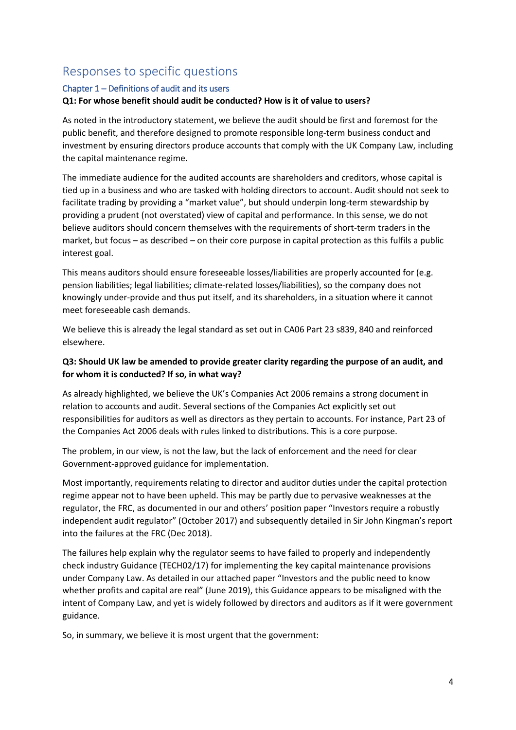## Responses to specific questions

### Chapter 1 – Definitions of audit and its users

**Q1: For whose benefit should audit be conducted? How is it of value to users?**

As noted in the introductory statement, we believe the audit should be first and foremost for the public benefit, and therefore designed to promote responsible long-term business conduct and investment by ensuring directors produce accounts that comply with the UK Company Law, including the capital maintenance regime.

The immediate audience for the audited accounts are shareholders and creditors, whose capital is tied up in a business and who are tasked with holding directors to account. Audit should not seek to facilitate trading by providing a "market value", but should underpin long-term stewardship by providing a prudent (not overstated) view of capital and performance. In this sense, we do not believe auditors should concern themselves with the requirements of short-term traders in the market, but focus – as described – on their core purpose in capital protection as this fulfils a public interest goal.

This means auditors should ensure foreseeable losses/liabilities are properly accounted for (e.g. pension liabilities; legal liabilities; climate-related losses/liabilities), so the company does not knowingly under-provide and thus put itself, and its shareholders, in a situation where it cannot meet foreseeable cash demands.

We believe this is already the legal standard as set out in CA06 Part 23 s839, 840 and reinforced elsewhere.

**Q3: Should UK law be amended to provide greater clarity regarding the purpose of an audit, and for whom it is conducted? If so, in what way?**

As already highlighted, we believe the UK's Companies Act 2006 remains a strong document in relation to accounts and audit. Several sections of the Companies Act explicitly set out responsibilities for auditors as well as directors as they pertain to accounts. For instance, Part 23 of the Companies Act 2006 deals with rules linked to distributions. This is a core purpose.

The problem, in our view, is not the law, but the lack of enforcement and the need for clear Government-approved guidance for implementation.

Most importantly, requirements relating to director and auditor duties under the capital protection regime appear not to have been upheld. This may be partly due to pervasive weaknesses at the regulator, the FRC, as documented in our and others' position paper "Investors require a robustly independent audit regulator" (October 2017) and subsequently detailed in Sir John Kingman's report into the failures at the FRC (Dec 2018).

The failures help explain why the regulator seems to have failed to properly and independently check industry Guidance (TECH02/17) for implementing the key capital maintenance provisions under Company Law. As detailed in our attached paper "Investors and the public need to know whether profits and capital are real" (June 2019), this Guidance appears to be misaligned with the intent of Company Law, and yet is widely followed by directors and auditors as if it were government guidance.

So, in summary, we believe it is most urgent that the government: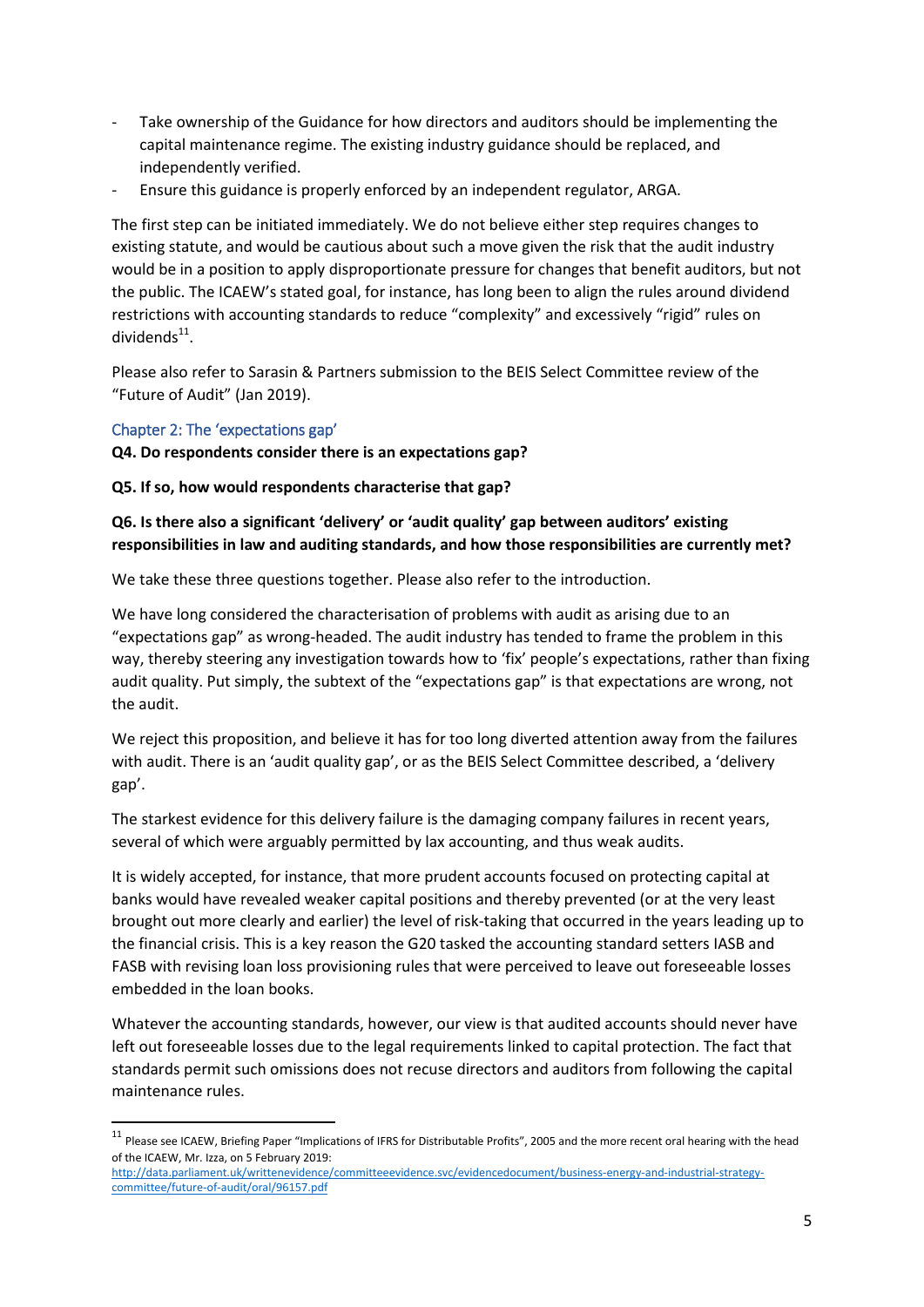- Take ownership of the Guidance for how directors and auditors should be implementing the capital maintenance regime. The existing industry guidance should be replaced, and independently verified.
- Ensure this guidance is properly enforced by an independent regulator, ARGA.

The first step can be initiated immediately. We do not believe either step requires changes to existing statute, and would be cautious about such a move given the risk that the audit industry would be in a position to apply disproportionate pressure for changes that benefit auditors, but not the public. The ICAEW's stated goal, for instance, has long been to align the rules around dividend restrictions with accounting standards to reduce "complexity" and excessively "rigid" rules on dividends[11].

Please also refer to Sarasin & Partners submission to the BEIS Select Committee review of the "Future of Audit" (Jan 2019).

## Chapter 2: The 'expectations gap'

**Q4. Do respondents consider there is an expectations gap?**

**Q5. If so, how would respondents characterise that gap?**

**Q6. Is there also a significant 'delivery' or 'audit quality' gap between auditors' existing responsibilities in law and auditing standards, and how those responsibilities are currently met?**

We take these three questions together. Please also refer to the introduction.

We have long considered the characterisation of problems with audit as arising due to an "expectations gap" as wrong-headed. The audit industry has tended to frame the problem in this way, thereby steering any investigation towards how to 'fix' people's expectations, rather than fixing audit quality. Put simply, the subtext of the "expectations gap" is that expectations are wrong, not the audit.

We reject this proposition, and believe it has for too long diverted attention away from the failures with audit. There is an 'audit quality gap', or as the BEIS Select Committee described, a 'delivery gap'.

The starkest evidence for this delivery failure is the damaging company failures in recent years, several of which were arguably permitted by lax accounting, and thus weak audits.

It is widely accepted, for instance, that more prudent accounts focused on protecting capital at banks would have revealed weaker capital positions and thereby prevented (or at the very least brought out more clearly and earlier) the level of risk-taking that occurred in the years leading up to the financial crisis. This is a key reason the G20 tasked the accounting standard setters IASB and FASB with revising loan loss provisioning rules that were perceived to leave out foreseeable losses embedded in the loan books.

Whatever the accounting standards, however, our view is that audited accounts should never have left out foreseeable losses due to the legal requirements linked to capital protection. The fact that standards permit such omissions does not recuse directors and auditors from following the capital maintenance rules.

---

[11] Please see ICAEW, Briefing Paper "Implications of IFRS for Distributable Profits", 2005 and the more recent oral hearing with the head of the ICAEW, Mr. Izza, on 5 February 2019: http://data.parliament.uk/writtenevidence/committeeevidence.svc/evidencedocument/business-energy-and-industrial-strategy-committee/future-of-audit/oral/96157.pdf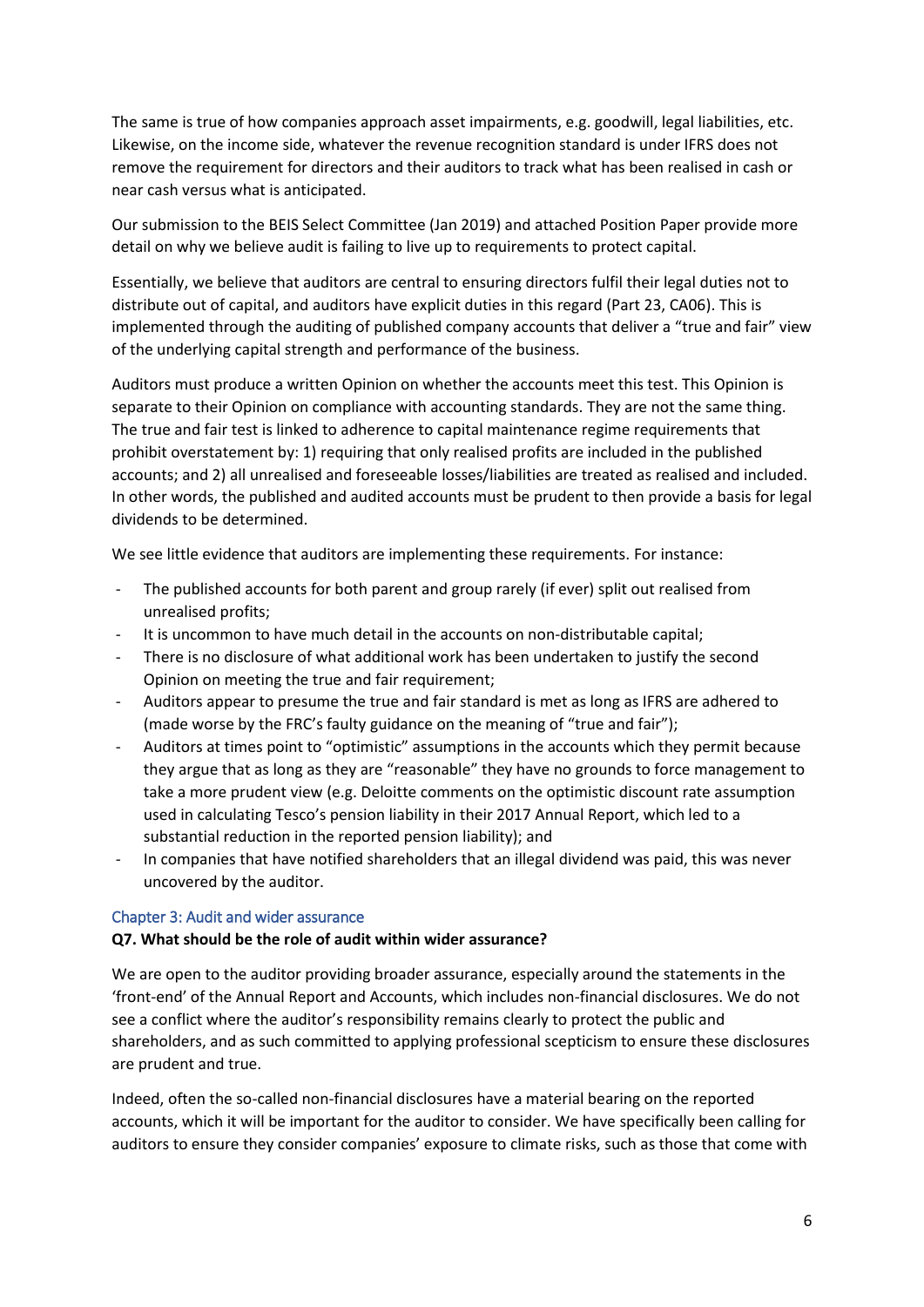The same is true of how companies approach asset impairments, e.g. goodwill, legal liabilities, etc. Likewise, on the income side, whatever the revenue recognition standard is under IFRS does not remove the requirement for directors and their auditors to track what has been realised in cash or near cash versus what is anticipated.

Our submission to the BEIS Select Committee (Jan 2019) and attached Position Paper provide more detail on why we believe audit is failing to live up to requirements to protect capital.

Essentially, we believe that auditors are central to ensuring directors fulfil their legal duties not to distribute out of capital, and auditors have explicit duties in this regard (Part 23, CA06). This is implemented through the auditing of published company accounts that deliver a "true and fair" view of the underlying capital strength and performance of the business.

Auditors must produce a written Opinion on whether the accounts meet this test. This Opinion is separate to their Opinion on compliance with accounting standards. They are not the same thing. The true and fair test is linked to adherence to capital maintenance regime requirements that prohibit overstatement by: 1) requiring that only realised profits are included in the published accounts; and 2) all unrealised and foreseeable losses/liabilities are treated as realised and included. In other words, the published and audited accounts must be prudent to then provide a basis for legal dividends to be determined.

We see little evidence that auditors are implementing these requirements. For instance:

- The published accounts for both parent and group rarely (if ever) split out realised from unrealised profits;
- It is uncommon to have much detail in the accounts on non-distributable capital;
- There is no disclosure of what additional work has been undertaken to justify the second Opinion on meeting the true and fair requirement;
- Auditors appear to presume the true and fair standard is met as long as IFRS are adhered to (made worse by the FRC's faulty guidance on the meaning of "true and fair");
- Auditors at times point to "optimistic" assumptions in the accounts which they permit because they argue that as long as they are "reasonable" they have no grounds to force management to take a more prudent view (e.g. Deloitte comments on the optimistic discount rate assumption used in calculating Tesco's pension liability in their 2017 Annual Report, which led to a substantial reduction in the reported pension liability); and
- In companies that have notified shareholders that an illegal dividend was paid, this was never uncovered by the auditor.

## Chapter 3: Audit and wider assurance

**Q7. What should be the role of audit within wider assurance?**

We are open to the auditor providing broader assurance, especially around the statements in the 'front-end' of the Annual Report and Accounts, which includes non-financial disclosures. We do not see a conflict where the auditor's responsibility remains clearly to protect the public and shareholders, and as such committed to applying professional scepticism to ensure these disclosures are prudent and true.

Indeed, often the so-called non-financial disclosures have a material bearing on the reported accounts, which it will be important for the auditor to consider. We have specifically been calling for auditors to ensure they consider companies' exposure to climate risks, such as those that come with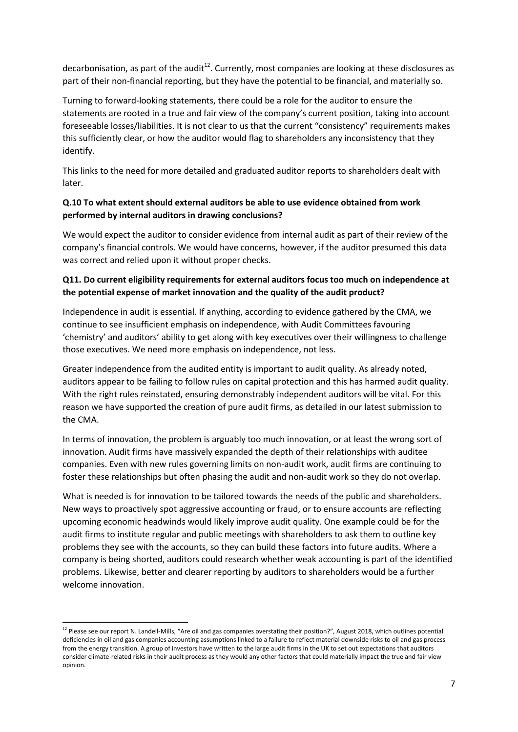decarbonisation, as part of the audit[12]. Currently, most companies are looking at these disclosures as part of their non-financial reporting, but they have the potential to be financial, and materially so.

Turning to forward-looking statements, there could be a role for the auditor to ensure the statements are rooted in a true and fair view of the company's current position, taking into account foreseeable losses/liabilities. It is not clear to us that the current "consistency" requirements makes this sufficiently clear, or how the auditor would flag to shareholders any inconsistency that they identify.

This links to the need for more detailed and graduated auditor reports to shareholders dealt with later.

**Q.10 To what extent should external auditors be able to use evidence obtained from work performed by internal auditors in drawing conclusions?**

We would expect the auditor to consider evidence from internal audit as part of their review of the company's financial controls. We would have concerns, however, if the auditor presumed this data was correct and relied upon it without proper checks.

**Q11. Do current eligibility requirements for external auditors focus too much on independence at the potential expense of market innovation and the quality of the audit product?**

Independence in audit is essential. If anything, according to evidence gathered by the CMA, we continue to see insufficient emphasis on independence, with Audit Committees favouring 'chemistry' and auditors' ability to get along with key executives over their willingness to challenge those executives. We need more emphasis on independence, not less.

Greater independence from the audited entity is important to audit quality. As already noted, auditors appear to be failing to follow rules on capital protection and this has harmed audit quality. With the right rules reinstated, ensuring demonstrably independent auditors will be vital. For this reason we have supported the creation of pure audit firms, as detailed in our latest submission to the CMA.

In terms of innovation, the problem is arguably too much innovation, or at least the wrong sort of innovation. Audit firms have massively expanded the depth of their relationships with auditee companies. Even with new rules governing limits on non-audit work, audit firms are continuing to foster these relationships but often phasing the audit and non-audit work so they do not overlap.

What is needed is for innovation to be tailored towards the needs of the public and shareholders. New ways to proactively spot aggressive accounting or fraud, or to ensure accounts are reflecting upcoming economic headwinds would likely improve audit quality. One example could be for the audit firms to institute regular and public meetings with shareholders to ask them to outline key problems they see with the accounts, so they can build these factors into future audits. Where a company is being shorted, auditors could research whether weak accounting is part of the identified problems. Likewise, better and clearer reporting by auditors to shareholders would be a further welcome innovation.

[12] Please see our report N. Landell-Mills, "Are oil and gas companies overstating their position?", August 2018, which outlines potential deficiencies in oil and gas companies accounting assumptions linked to a failure to reflect material downside risks to oil and gas process from the energy transition. A group of investors have written to the large audit firms in the UK to set out expectations that auditors consider climate-related risks in their audit process as they would any other factors that could materially impact the true and fair view opinion.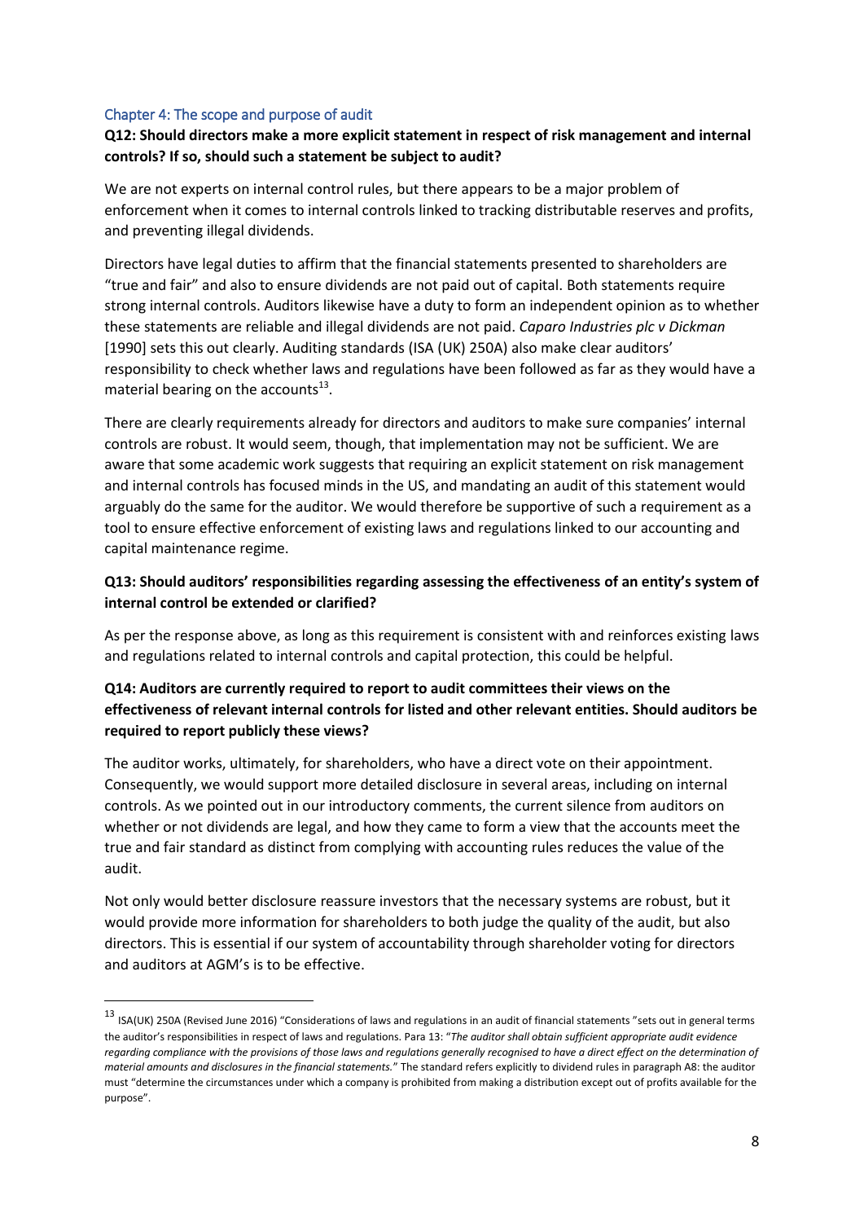## Chapter 4: The scope and purpose of audit

**Q12: Should directors make a more explicit statement in respect of risk management and internal controls? If so, should such a statement be subject to audit?**

We are not experts on internal control rules, but there appears to be a major problem of enforcement when it comes to internal controls linked to tracking distributable reserves and profits, and preventing illegal dividends.

Directors have legal duties to affirm that the financial statements presented to shareholders are "true and fair" and also to ensure dividends are not paid out of capital. Both statements require strong internal controls. Auditors likewise have a duty to form an independent opinion as to whether these statements are reliable and illegal dividends are not paid. *Caparo Industries plc v Dickman* [1990] sets this out clearly. Auditing standards (ISA (UK) 250A) also make clear auditors' responsibility to check whether laws and regulations have been followed as far as they would have a material bearing on the accounts[13].

There are clearly requirements already for directors and auditors to make sure companies' internal controls are robust. It would seem, though, that implementation may not be sufficient. We are aware that some academic work suggests that requiring an explicit statement on risk management and internal controls has focused minds in the US, and mandating an audit of this statement would arguably do the same for the auditor. We would therefore be supportive of such a requirement as a tool to ensure effective enforcement of existing laws and regulations linked to our accounting and capital maintenance regime.

**Q13: Should auditors' responsibilities regarding assessing the effectiveness of an entity's system of internal control be extended or clarified?**

As per the response above, as long as this requirement is consistent with and reinforces existing laws and regulations related to internal controls and capital protection, this could be helpful.

**Q14: Auditors are currently required to report to audit committees their views on the effectiveness of relevant internal controls for listed and other relevant entities. Should auditors be required to report publicly these views?**

The auditor works, ultimately, for shareholders, who have a direct vote on their appointment. Consequently, we would support more detailed disclosure in several areas, including on internal controls. As we pointed out in our introductory comments, the current silence from auditors on whether or not dividends are legal, and how they came to form a view that the accounts meet the true and fair standard as distinct from complying with accounting rules reduces the value of the audit.

Not only would better disclosure reassure investors that the necessary systems are robust, but it would provide more information for shareholders to both judge the quality of the audit, but also directors. This is essential if our system of accountability through shareholder voting for directors and auditors at AGM's is to be effective.

---

[13] ISA(UK) 250A (Revised June 2016) "Considerations of laws and regulations in an audit of financial statements "sets out in general terms the auditor's responsibilities in respect of laws and regulations. Para 13: "*The auditor shall obtain sufficient appropriate audit evidence regarding compliance with the provisions of those laws and regulations generally recognised to have a direct effect on the determination of material amounts and disclosures in the financial statements.*" The standard refers explicitly to dividend rules in paragraph A8: the auditor must "determine the circumstances under which a company is prohibited from making a distribution except out of profits available for the purpose".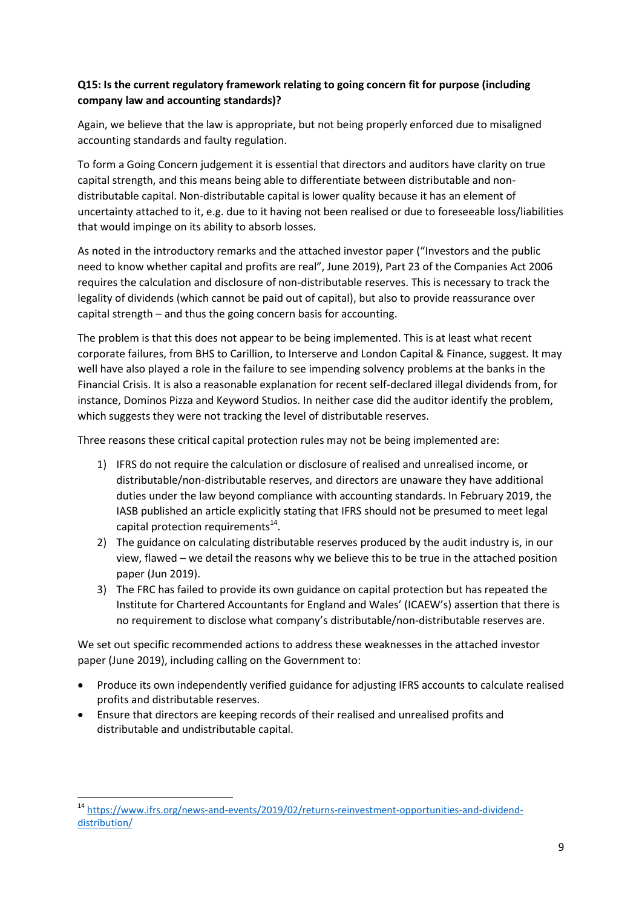**Q15: Is the current regulatory framework relating to going concern fit for purpose (including company law and accounting standards)?**

Again, we believe that the law is appropriate, but not being properly enforced due to misaligned accounting standards and faulty regulation.

To form a Going Concern judgement it is essential that directors and auditors have clarity on true capital strength, and this means being able to differentiate between distributable and non-distributable capital. Non-distributable capital is lower quality because it has an element of uncertainty attached to it, e.g. due to it having not been realised or due to foreseeable loss/liabilities that would impinge on its ability to absorb losses.

As noted in the introductory remarks and the attached investor paper ("Investors and the public need to know whether capital and profits are real", June 2019), Part 23 of the Companies Act 2006 requires the calculation and disclosure of non-distributable reserves. This is necessary to track the legality of dividends (which cannot be paid out of capital), but also to provide reassurance over capital strength – and thus the going concern basis for accounting.

The problem is that this does not appear to be being implemented. This is at least what recent corporate failures, from BHS to Carillion, to Interserve and London Capital & Finance, suggest. It may well have also played a role in the failure to see impending solvency problems at the banks in the Financial Crisis. It is also a reasonable explanation for recent self-declared illegal dividends from, for instance, Dominos Pizza and Keyword Studios. In neither case did the auditor identify the problem, which suggests they were not tracking the level of distributable reserves.

Three reasons these critical capital protection rules may not be being implemented are:

1) IFRS do not require the calculation or disclosure of realised and unrealised income, or distributable/non-distributable reserves, and directors are unaware they have additional duties under the law beyond compliance with accounting standards. In February 2019, the IASB published an article explicitly stating that IFRS should not be presumed to meet legal capital protection requirements[14].
2) The guidance on calculating distributable reserves produced by the audit industry is, in our view, flawed – we detail the reasons why we believe this to be true in the attached position paper (Jun 2019).
3) The FRC has failed to provide its own guidance on capital protection but has repeated the Institute for Chartered Accountants for England and Wales' (ICAEW's) assertion that there is no requirement to disclose what company's distributable/non-distributable reserves are.

We set out specific recommended actions to address these weaknesses in the attached investor paper (June 2019), including calling on the Government to:

- Produce its own independently verified guidance for adjusting IFRS accounts to calculate realised profits and distributable reserves.
- Ensure that directors are keeping records of their realised and unrealised profits and distributable and undistributable capital.

---

[14] https://www.ifrs.org/news-and-events/2019/02/returns-reinvestment-opportunities-and-dividend-distribution/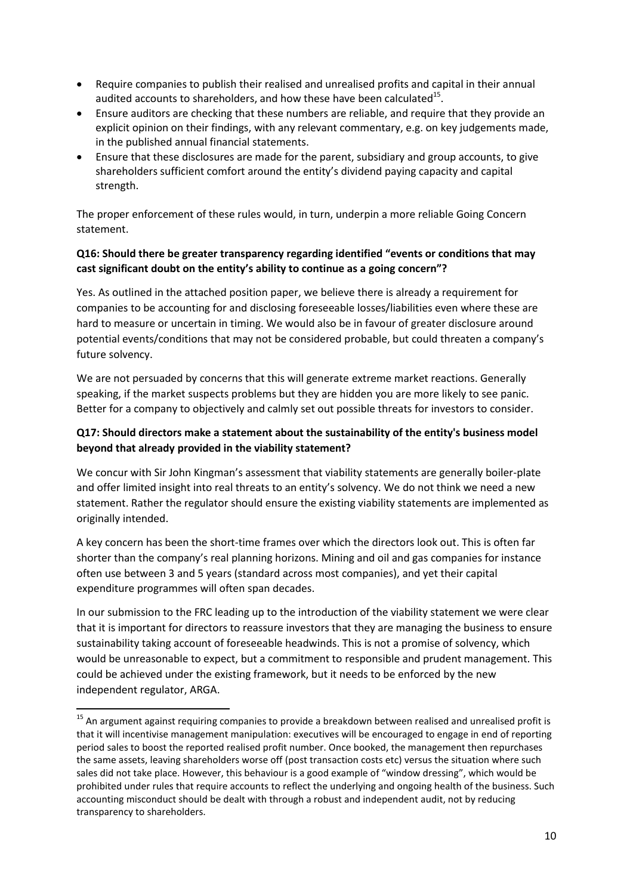- Require companies to publish their realised and unrealised profits and capital in their annual audited accounts to shareholders, and how these have been calculated[15].
- Ensure auditors are checking that these numbers are reliable, and require that they provide an explicit opinion on their findings, with any relevant commentary, e.g. on key judgements made, in the published annual financial statements.
- Ensure that these disclosures are made for the parent, subsidiary and group accounts, to give shareholders sufficient comfort around the entity's dividend paying capacity and capital strength.

The proper enforcement of these rules would, in turn, underpin a more reliable Going Concern statement.

**Q16: Should there be greater transparency regarding identified "events or conditions that may cast significant doubt on the entity's ability to continue as a going concern"?**

Yes. As outlined in the attached position paper, we believe there is already a requirement for companies to be accounting for and disclosing foreseeable losses/liabilities even where these are hard to measure or uncertain in timing. We would also be in favour of greater disclosure around potential events/conditions that may not be considered probable, but could threaten a company's future solvency.

We are not persuaded by concerns that this will generate extreme market reactions. Generally speaking, if the market suspects problems but they are hidden you are more likely to see panic. Better for a company to objectively and calmly set out possible threats for investors to consider.

**Q17: Should directors make a statement about the sustainability of the entity's business model beyond that already provided in the viability statement?**

We concur with Sir John Kingman's assessment that viability statements are generally boiler-plate and offer limited insight into real threats to an entity's solvency. We do not think we need a new statement. Rather the regulator should ensure the existing viability statements are implemented as originally intended.

A key concern has been the short-time frames over which the directors look out. This is often far shorter than the company's real planning horizons. Mining and oil and gas companies for instance often use between 3 and 5 years (standard across most companies), and yet their capital expenditure programmes will often span decades.

In our submission to the FRC leading up to the introduction of the viability statement we were clear that it is important for directors to reassure investors that they are managing the business to ensure sustainability taking account of foreseeable headwinds. This is not a promise of solvency, which would be unreasonable to expect, but a commitment to responsible and prudent management. This could be achieved under the existing framework, but it needs to be enforced by the new independent regulator, ARGA.

---

[15] An argument against requiring companies to provide a breakdown between realised and unrealised profit is that it will incentivise management manipulation: executives will be encouraged to engage in end of reporting period sales to boost the reported realised profit number. Once booked, the management then repurchases the same assets, leaving shareholders worse off (post transaction costs etc) versus the situation where such sales did not take place. However, this behaviour is a good example of "window dressing", which would be prohibited under rules that require accounts to reflect the underlying and ongoing health of the business. Such accounting misconduct should be dealt with through a robust and independent audit, not by reducing transparency to shareholders.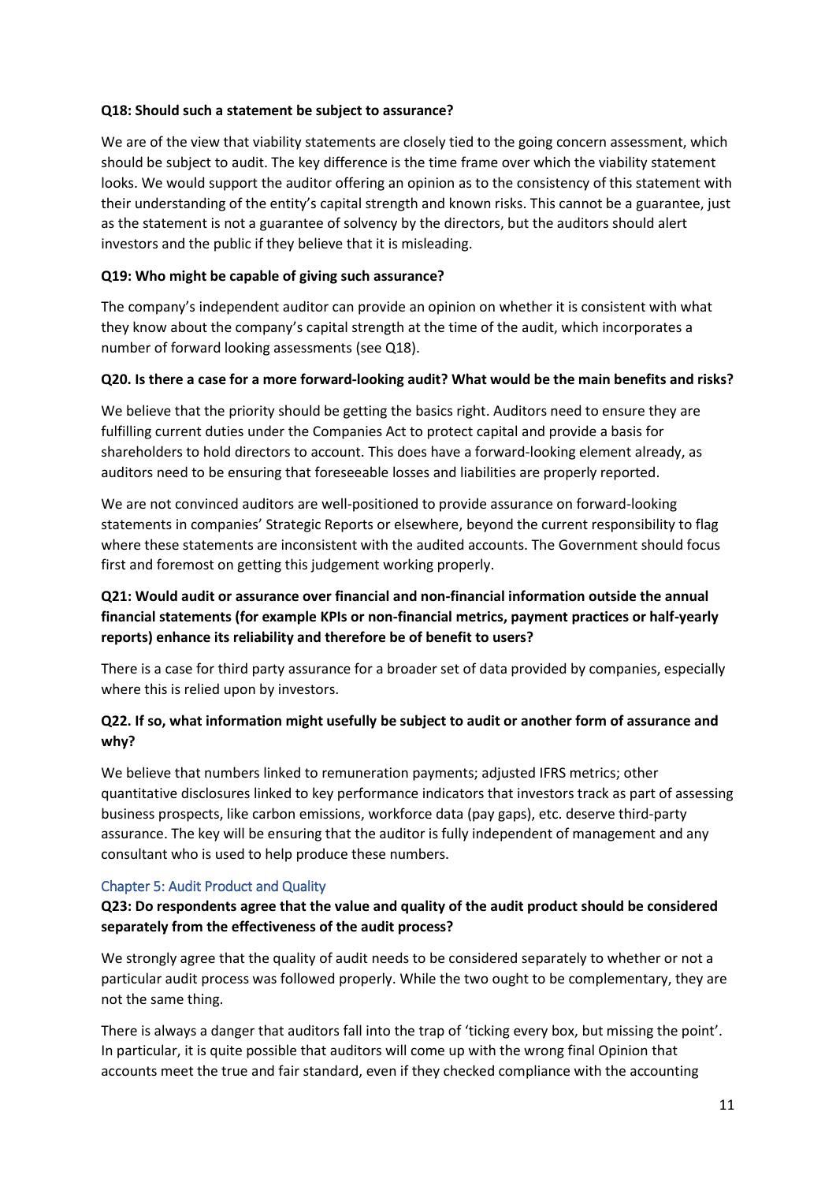**Q18: Should such a statement be subject to assurance?**

We are of the view that viability statements are closely tied to the going concern assessment, which should be subject to audit. The key difference is the time frame over which the viability statement looks. We would support the auditor offering an opinion as to the consistency of this statement with their understanding of the entity's capital strength and known risks. This cannot be a guarantee, just as the statement is not a guarantee of solvency by the directors, but the auditors should alert investors and the public if they believe that it is misleading.

**Q19: Who might be capable of giving such assurance?**

The company's independent auditor can provide an opinion on whether it is consistent with what they know about the company's capital strength at the time of the audit, which incorporates a number of forward looking assessments (see Q18).

**Q20. Is there a case for a more forward-looking audit? What would be the main benefits and risks?**

We believe that the priority should be getting the basics right. Auditors need to ensure they are fulfilling current duties under the Companies Act to protect capital and provide a basis for shareholders to hold directors to account. This does have a forward-looking element already, as auditors need to be ensuring that foreseeable losses and liabilities are properly reported.

We are not convinced auditors are well-positioned to provide assurance on forward-looking statements in companies' Strategic Reports or elsewhere, beyond the current responsibility to flag where these statements are inconsistent with the audited accounts. The Government should focus first and foremost on getting this judgement working properly.

**Q21: Would audit or assurance over financial and non-financial information outside the annual financial statements (for example KPIs or non-financial metrics, payment practices or half-yearly reports) enhance its reliability and therefore be of benefit to users?**

There is a case for third party assurance for a broader set of data provided by companies, especially where this is relied upon by investors.

**Q22. If so, what information might usefully be subject to audit or another form of assurance and why?**

We believe that numbers linked to remuneration payments; adjusted IFRS metrics; other quantitative disclosures linked to key performance indicators that investors track as part of assessing business prospects, like carbon emissions, workforce data (pay gaps), etc. deserve third-party assurance. The key will be ensuring that the auditor is fully independent of management and any consultant who is used to help produce these numbers.

## Chapter 5: Audit Product and Quality

**Q23: Do respondents agree that the value and quality of the audit product should be considered separately from the effectiveness of the audit process?**

We strongly agree that the quality of audit needs to be considered separately to whether or not a particular audit process was followed properly. While the two ought to be complementary, they are not the same thing.

There is always a danger that auditors fall into the trap of 'ticking every box, but missing the point'. In particular, it is quite possible that auditors will come up with the wrong final Opinion that accounts meet the true and fair standard, even if they checked compliance with the accounting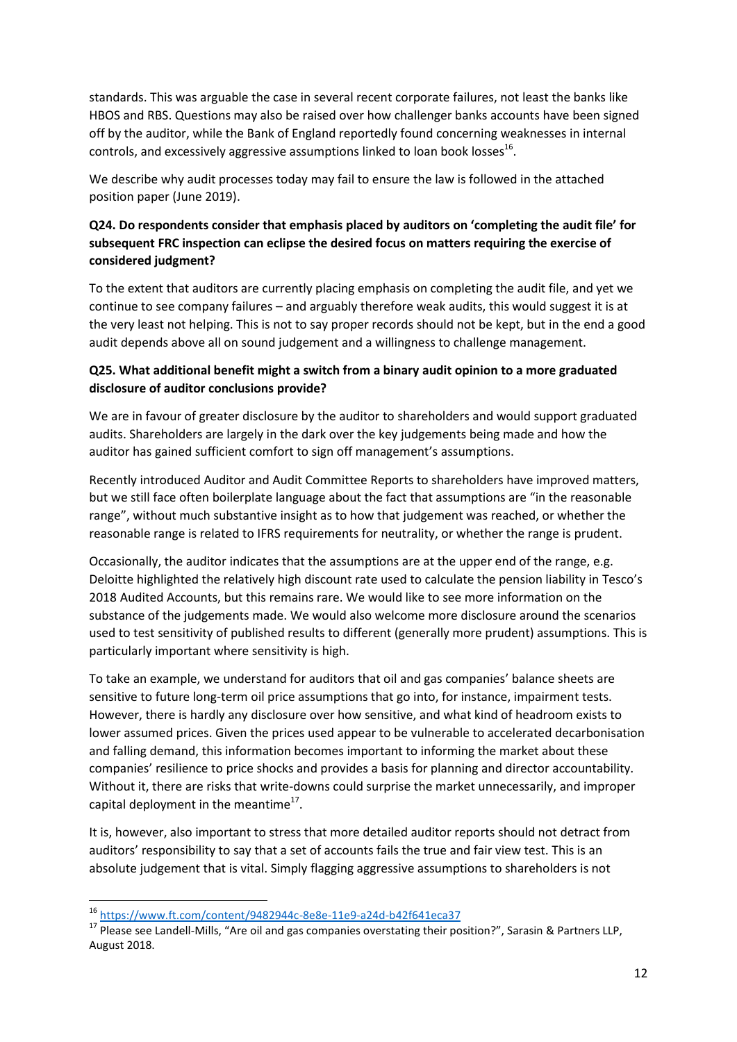standards. This was arguable the case in several recent corporate failures, not least the banks like HBOS and RBS. Questions may also be raised over how challenger banks accounts have been signed off by the auditor, while the Bank of England reportedly found concerning weaknesses in internal controls, and excessively aggressive assumptions linked to loan book losses[16].

We describe why audit processes today may fail to ensure the law is followed in the attached position paper (June 2019).

**Q24. Do respondents consider that emphasis placed by auditors on 'completing the audit file' for subsequent FRC inspection can eclipse the desired focus on matters requiring the exercise of considered judgment?**

To the extent that auditors are currently placing emphasis on completing the audit file, and yet we continue to see company failures – and arguably therefore weak audits, this would suggest it is at the very least not helping. This is not to say proper records should not be kept, but in the end a good audit depends above all on sound judgement and a willingness to challenge management.

**Q25. What additional benefit might a switch from a binary audit opinion to a more graduated disclosure of auditor conclusions provide?**

We are in favour of greater disclosure by the auditor to shareholders and would support graduated audits. Shareholders are largely in the dark over the key judgements being made and how the auditor has gained sufficient comfort to sign off management's assumptions.

Recently introduced Auditor and Audit Committee Reports to shareholders have improved matters, but we still face often boilerplate language about the fact that assumptions are "in the reasonable range", without much substantive insight as to how that judgement was reached, or whether the reasonable range is related to IFRS requirements for neutrality, or whether the range is prudent.

Occasionally, the auditor indicates that the assumptions are at the upper end of the range, e.g. Deloitte highlighted the relatively high discount rate used to calculate the pension liability in Tesco's 2018 Audited Accounts, but this remains rare. We would like to see more information on the substance of the judgements made. We would also welcome more disclosure around the scenarios used to test sensitivity of published results to different (generally more prudent) assumptions. This is particularly important where sensitivity is high.

To take an example, we understand for auditors that oil and gas companies' balance sheets are sensitive to future long-term oil price assumptions that go into, for instance, impairment tests. However, there is hardly any disclosure over how sensitive, and what kind of headroom exists to lower assumed prices. Given the prices used appear to be vulnerable to accelerated decarbonisation and falling demand, this information becomes important to informing the market about these companies' resilience to price shocks and provides a basis for planning and director accountability. Without it, there are risks that write-downs could surprise the market unnecessarily, and improper capital deployment in the meantime[17].

It is, however, also important to stress that more detailed auditor reports should not detract from auditors' responsibility to say that a set of accounts fails the true and fair view test. This is an absolute judgement that is vital. Simply flagging aggressive assumptions to shareholders is not

---

[16] https://www.ft.com/content/9482944c-8e8e-11e9-a24d-b42f641eca37

[17] Please see Landell-Mills, "Are oil and gas companies overstating their position?", Sarasin & Partners LLP, August 2018.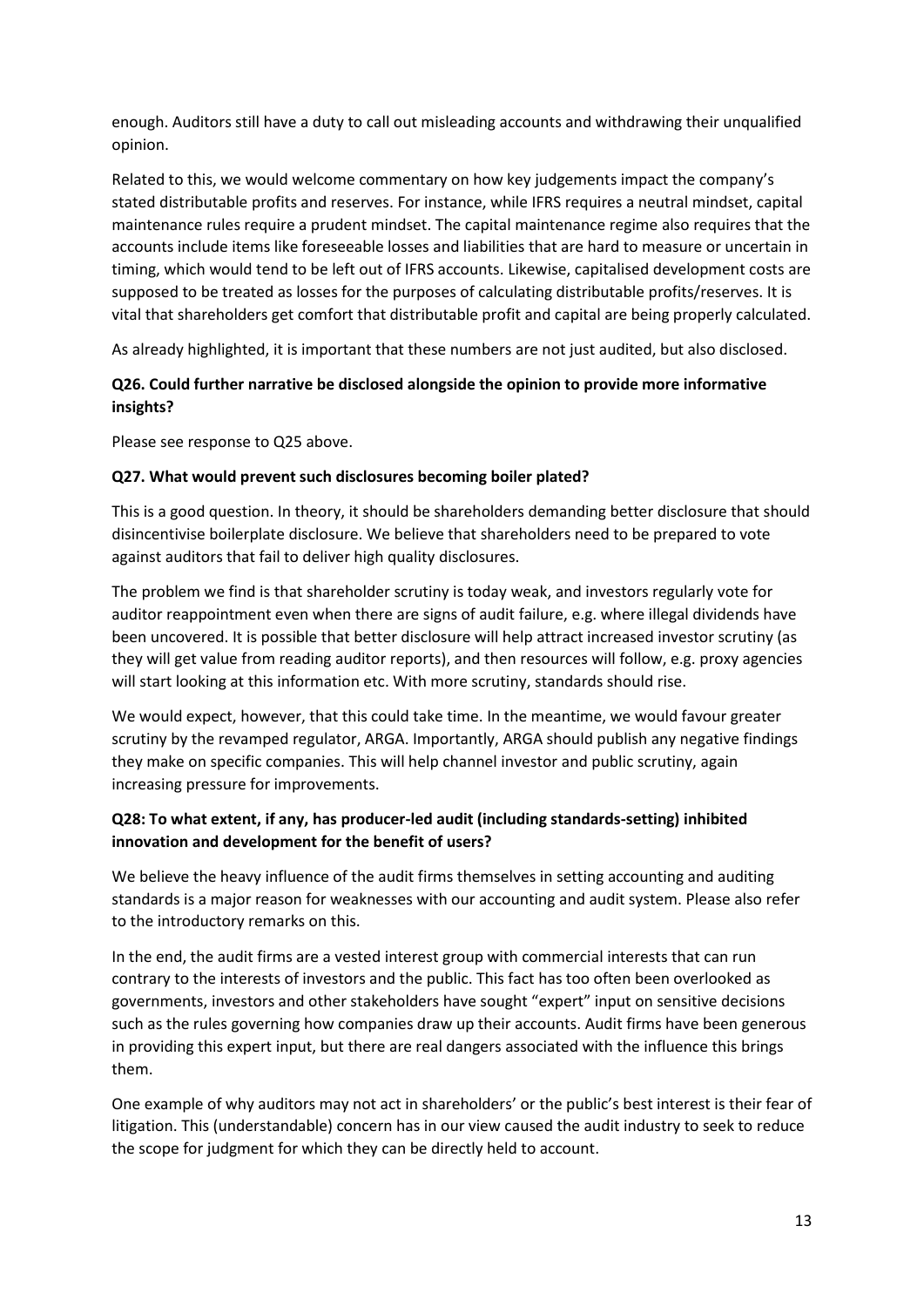enough. Auditors still have a duty to call out misleading accounts and withdrawing their unqualified opinion.

Related to this, we would welcome commentary on how key judgements impact the company's stated distributable profits and reserves. For instance, while IFRS requires a neutral mindset, capital maintenance rules require a prudent mindset. The capital maintenance regime also requires that the accounts include items like foreseeable losses and liabilities that are hard to measure or uncertain in timing, which would tend to be left out of IFRS accounts. Likewise, capitalised development costs are supposed to be treated as losses for the purposes of calculating distributable profits/reserves. It is vital that shareholders get comfort that distributable profit and capital are being properly calculated.

As already highlighted, it is important that these numbers are not just audited, but also disclosed.

**Q26. Could further narrative be disclosed alongside the opinion to provide more informative insights?**

Please see response to Q25 above.

**Q27. What would prevent such disclosures becoming boiler plated?**

This is a good question. In theory, it should be shareholders demanding better disclosure that should disincentivise boilerplate disclosure. We believe that shareholders need to be prepared to vote against auditors that fail to deliver high quality disclosures.

The problem we find is that shareholder scrutiny is today weak, and investors regularly vote for auditor reappointment even when there are signs of audit failure, e.g. where illegal dividends have been uncovered. It is possible that better disclosure will help attract increased investor scrutiny (as they will get value from reading auditor reports), and then resources will follow, e.g. proxy agencies will start looking at this information etc. With more scrutiny, standards should rise.

We would expect, however, that this could take time. In the meantime, we would favour greater scrutiny by the revamped regulator, ARGA. Importantly, ARGA should publish any negative findings they make on specific companies. This will help channel investor and public scrutiny, again increasing pressure for improvements.

**Q28: To what extent, if any, has producer-led audit (including standards-setting) inhibited innovation and development for the benefit of users?**

We believe the heavy influence of the audit firms themselves in setting accounting and auditing standards is a major reason for weaknesses with our accounting and audit system. Please also refer to the introductory remarks on this.

In the end, the audit firms are a vested interest group with commercial interests that can run contrary to the interests of investors and the public. This fact has too often been overlooked as governments, investors and other stakeholders have sought "expert" input on sensitive decisions such as the rules governing how companies draw up their accounts. Audit firms have been generous in providing this expert input, but there are real dangers associated with the influence this brings them.

One example of why auditors may not act in shareholders' or the public's best interest is their fear of litigation. This (understandable) concern has in our view caused the audit industry to seek to reduce the scope for judgment for which they can be directly held to account.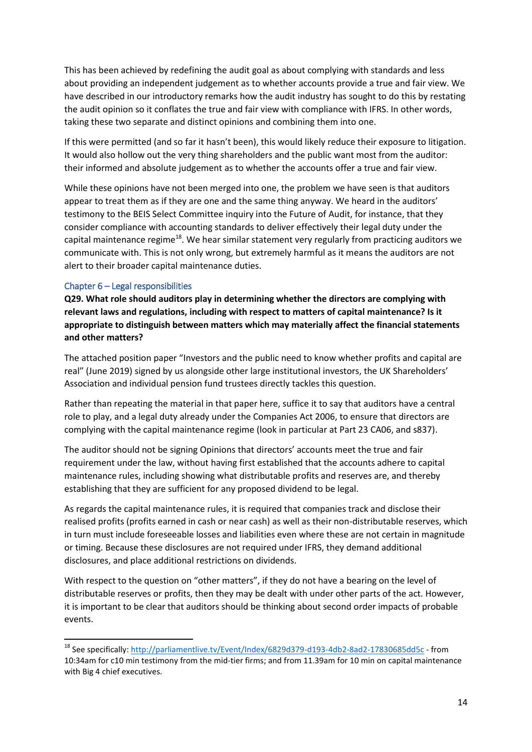This has been achieved by redefining the audit goal as about complying with standards and less about providing an independent judgement as to whether accounts provide a true and fair view. We have described in our introductory remarks how the audit industry has sought to do this by restating the audit opinion so it conflates the true and fair view with compliance with IFRS. In other words, taking these two separate and distinct opinions and combining them into one.

If this were permitted (and so far it hasn't been), this would likely reduce their exposure to litigation. It would also hollow out the very thing shareholders and the public want most from the auditor: their informed and absolute judgement as to whether the accounts offer a true and fair view.

While these opinions have not been merged into one, the problem we have seen is that auditors appear to treat them as if they are one and the same thing anyway. We heard in the auditors' testimony to the BEIS Select Committee inquiry into the Future of Audit, for instance, that they consider compliance with accounting standards to deliver effectively their legal duty under the capital maintenance regime[18]. We hear similar statement very regularly from practicing auditors we communicate with. This is not only wrong, but extremely harmful as it means the auditors are not alert to their broader capital maintenance duties.

## Chapter 6 – Legal responsibilities

**Q29. What role should auditors play in determining whether the directors are complying with relevant laws and regulations, including with respect to matters of capital maintenance? Is it appropriate to distinguish between matters which may materially affect the financial statements and other matters?**

The attached position paper "Investors and the public need to know whether profits and capital are real" (June 2019) signed by us alongside other large institutional investors, the UK Shareholders' Association and individual pension fund trustees directly tackles this question.

Rather than repeating the material in that paper here, suffice it to say that auditors have a central role to play, and a legal duty already under the Companies Act 2006, to ensure that directors are complying with the capital maintenance regime (look in particular at Part 23 CA06, and s837).

The auditor should not be signing Opinions that directors' accounts meet the true and fair requirement under the law, without having first established that the accounts adhere to capital maintenance rules, including showing what distributable profits and reserves are, and thereby establishing that they are sufficient for any proposed dividend to be legal.

As regards the capital maintenance rules, it is required that companies track and disclose their realised profits (profits earned in cash or near cash) as well as their non-distributable reserves, which in turn must include foreseeable losses and liabilities even where these are not certain in magnitude or timing. Because these disclosures are not required under IFRS, they demand additional disclosures, and place additional restrictions on dividends.

With respect to the question on "other matters", if they do not have a bearing on the level of distributable reserves or profits, then they may be dealt with under other parts of the act. However, it is important to be clear that auditors should be thinking about second order impacts of probable events.

---

[18] See specifically: http://parliamentlive.tv/Event/Index/6829d379-d193-4db2-8ad2-17830685dd5c - from 10:34am for c10 min testimony from the mid-tier firms; and from 11.39am for 10 min on capital maintenance with Big 4 chief executives.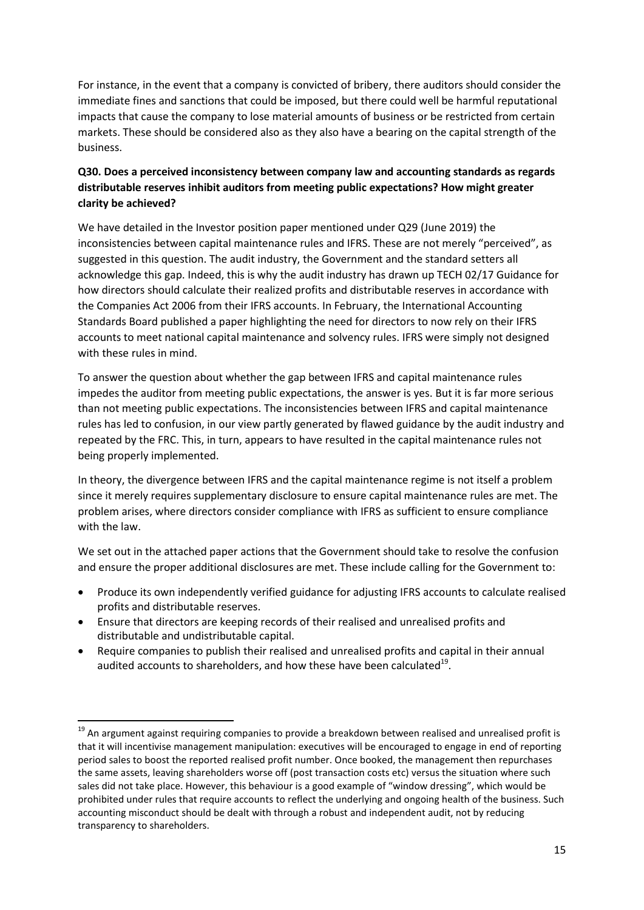For instance, in the event that a company is convicted of bribery, there auditors should consider the immediate fines and sanctions that could be imposed, but there could well be harmful reputational impacts that cause the company to lose material amounts of business or be restricted from certain markets. These should be considered also as they also have a bearing on the capital strength of the business.

**Q30. Does a perceived inconsistency between company law and accounting standards as regards distributable reserves inhibit auditors from meeting public expectations? How might greater clarity be achieved?**

We have detailed in the Investor position paper mentioned under Q29 (June 2019) the inconsistencies between capital maintenance rules and IFRS. These are not merely "perceived", as suggested in this question. The audit industry, the Government and the standard setters all acknowledge this gap. Indeed, this is why the audit industry has drawn up TECH 02/17 Guidance for how directors should calculate their realized profits and distributable reserves in accordance with the Companies Act 2006 from their IFRS accounts. In February, the International Accounting Standards Board published a paper highlighting the need for directors to now rely on their IFRS accounts to meet national capital maintenance and solvency rules. IFRS were simply not designed with these rules in mind.

To answer the question about whether the gap between IFRS and capital maintenance rules impedes the auditor from meeting public expectations, the answer is yes. But it is far more serious than not meeting public expectations. The inconsistencies between IFRS and capital maintenance rules has led to confusion, in our view partly generated by flawed guidance by the audit industry and repeated by the FRC. This, in turn, appears to have resulted in the capital maintenance rules not being properly implemented.

In theory, the divergence between IFRS and the capital maintenance regime is not itself a problem since it merely requires supplementary disclosure to ensure capital maintenance rules are met. The problem arises, where directors consider compliance with IFRS as sufficient to ensure compliance with the law.

We set out in the attached paper actions that the Government should take to resolve the confusion and ensure the proper additional disclosures are met. These include calling for the Government to:

- Produce its own independently verified guidance for adjusting IFRS accounts to calculate realised profits and distributable reserves.
- Ensure that directors are keeping records of their realised and unrealised profits and distributable and undistributable capital.
- Require companies to publish their realised and unrealised profits and capital in their annual audited accounts to shareholders, and how these have been calculated[19].

---

[19] An argument against requiring companies to provide a breakdown between realised and unrealised profit is that it will incentivise management manipulation: executives will be encouraged to engage in end of reporting period sales to boost the reported realised profit number. Once booked, the management then repurchases the same assets, leaving shareholders worse off (post transaction costs etc) versus the situation where such sales did not take place. However, this behaviour is a good example of "window dressing", which would be prohibited under rules that require accounts to reflect the underlying and ongoing health of the business. Such accounting misconduct should be dealt with through a robust and independent audit, not by reducing transparency to shareholders.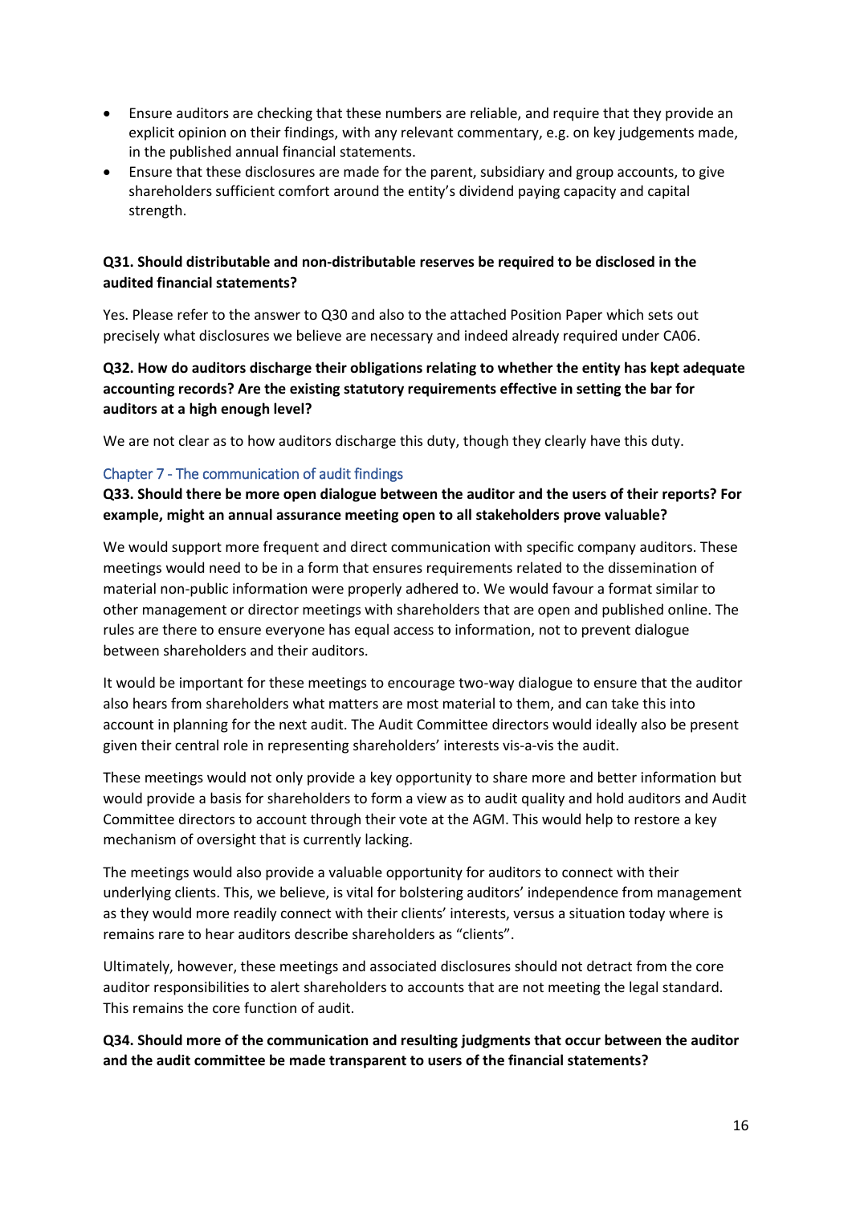- Ensure auditors are checking that these numbers are reliable, and require that they provide an explicit opinion on their findings, with any relevant commentary, e.g. on key judgements made, in the published annual financial statements.
- Ensure that these disclosures are made for the parent, subsidiary and group accounts, to give shareholders sufficient comfort around the entity's dividend paying capacity and capital strength.

**Q31. Should distributable and non-distributable reserves be required to be disclosed in the audited financial statements?**

Yes. Please refer to the answer to Q30 and also to the attached Position Paper which sets out precisely what disclosures we believe are necessary and indeed already required under CA06.

**Q32. How do auditors discharge their obligations relating to whether the entity has kept adequate accounting records? Are the existing statutory requirements effective in setting the bar for auditors at a high enough level?**

We are not clear as to how auditors discharge this duty, though they clearly have this duty.

## Chapter 7 - The communication of audit findings

**Q33. Should there be more open dialogue between the auditor and the users of their reports? For example, might an annual assurance meeting open to all stakeholders prove valuable?**

We would support more frequent and direct communication with specific company auditors. These meetings would need to be in a form that ensures requirements related to the dissemination of material non-public information were properly adhered to. We would favour a format similar to other management or director meetings with shareholders that are open and published online. The rules are there to ensure everyone has equal access to information, not to prevent dialogue between shareholders and their auditors.

It would be important for these meetings to encourage two-way dialogue to ensure that the auditor also hears from shareholders what matters are most material to them, and can take this into account in planning for the next audit. The Audit Committee directors would ideally also be present given their central role in representing shareholders' interests vis-a-vis the audit.

These meetings would not only provide a key opportunity to share more and better information but would provide a basis for shareholders to form a view as to audit quality and hold auditors and Audit Committee directors to account through their vote at the AGM. This would help to restore a key mechanism of oversight that is currently lacking.

The meetings would also provide a valuable opportunity for auditors to connect with their underlying clients. This, we believe, is vital for bolstering auditors' independence from management as they would more readily connect with their clients' interests, versus a situation today where is remains rare to hear auditors describe shareholders as "clients".

Ultimately, however, these meetings and associated disclosures should not detract from the core auditor responsibilities to alert shareholders to accounts that are not meeting the legal standard. This remains the core function of audit.

**Q34. Should more of the communication and resulting judgments that occur between the auditor and the audit committee be made transparent to users of the financial statements?**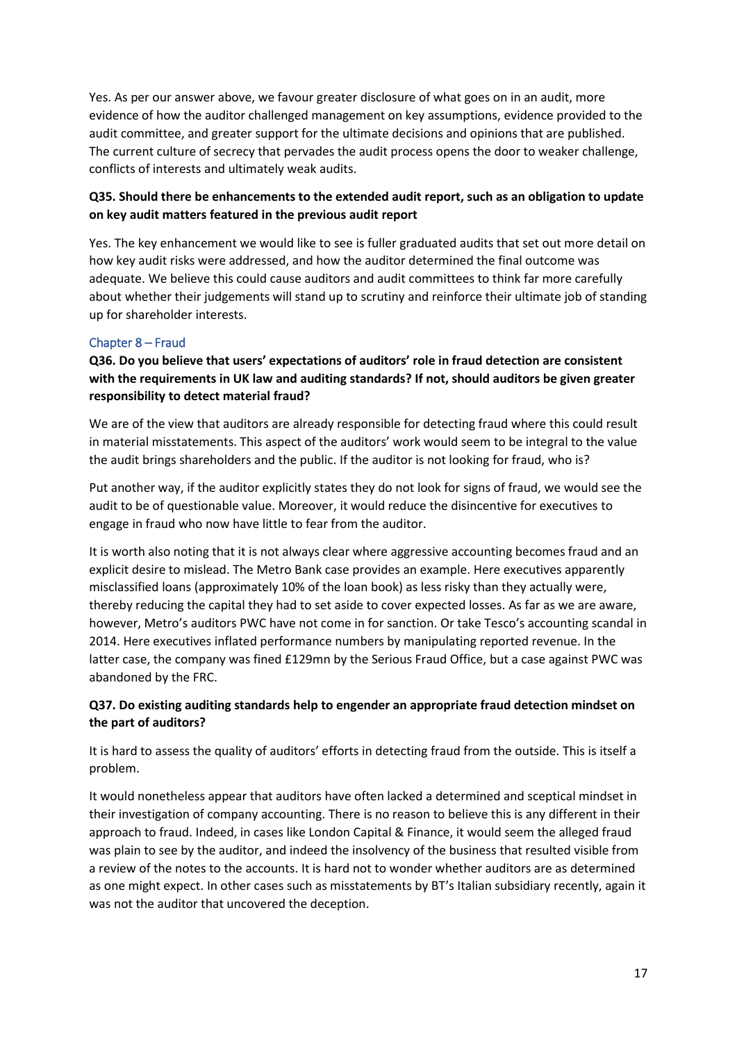Yes. As per our answer above, we favour greater disclosure of what goes on in an audit, more evidence of how the auditor challenged management on key assumptions, evidence provided to the audit committee, and greater support for the ultimate decisions and opinions that are published. The current culture of secrecy that pervades the audit process opens the door to weaker challenge, conflicts of interests and ultimately weak audits.

**Q35. Should there be enhancements to the extended audit report, such as an obligation to update on key audit matters featured in the previous audit report**

Yes. The key enhancement we would like to see is fuller graduated audits that set out more detail on how key audit risks were addressed, and how the auditor determined the final outcome was adequate. We believe this could cause auditors and audit committees to think far more carefully about whether their judgements will stand up to scrutiny and reinforce their ultimate job of standing up for shareholder interests.

### Chapter 8 – Fraud

**Q36. Do you believe that users' expectations of auditors' role in fraud detection are consistent with the requirements in UK law and auditing standards? If not, should auditors be given greater responsibility to detect material fraud?**

We are of the view that auditors are already responsible for detecting fraud where this could result in material misstatements. This aspect of the auditors' work would seem to be integral to the value the audit brings shareholders and the public. If the auditor is not looking for fraud, who is?

Put another way, if the auditor explicitly states they do not look for signs of fraud, we would see the audit to be of questionable value. Moreover, it would reduce the disincentive for executives to engage in fraud who now have little to fear from the auditor.

It is worth also noting that it is not always clear where aggressive accounting becomes fraud and an explicit desire to mislead. The Metro Bank case provides an example. Here executives apparently misclassified loans (approximately 10% of the loan book) as less risky than they actually were, thereby reducing the capital they had to set aside to cover expected losses. As far as we are aware, however, Metro's auditors PWC have not come in for sanction. Or take Tesco's accounting scandal in 2014. Here executives inflated performance numbers by manipulating reported revenue. In the latter case, the company was fined £129mn by the Serious Fraud Office, but a case against PWC was abandoned by the FRC.

**Q37. Do existing auditing standards help to engender an appropriate fraud detection mindset on the part of auditors?**

It is hard to assess the quality of auditors' efforts in detecting fraud from the outside. This is itself a problem.

It would nonetheless appear that auditors have often lacked a determined and sceptical mindset in their investigation of company accounting. There is no reason to believe this is any different in their approach to fraud. Indeed, in cases like London Capital & Finance, it would seem the alleged fraud was plain to see by the auditor, and indeed the insolvency of the business that resulted visible from a review of the notes to the accounts. It is hard not to wonder whether auditors are as determined as one might expect. In other cases such as misstatements by BT's Italian subsidiary recently, again it was not the auditor that uncovered the deception.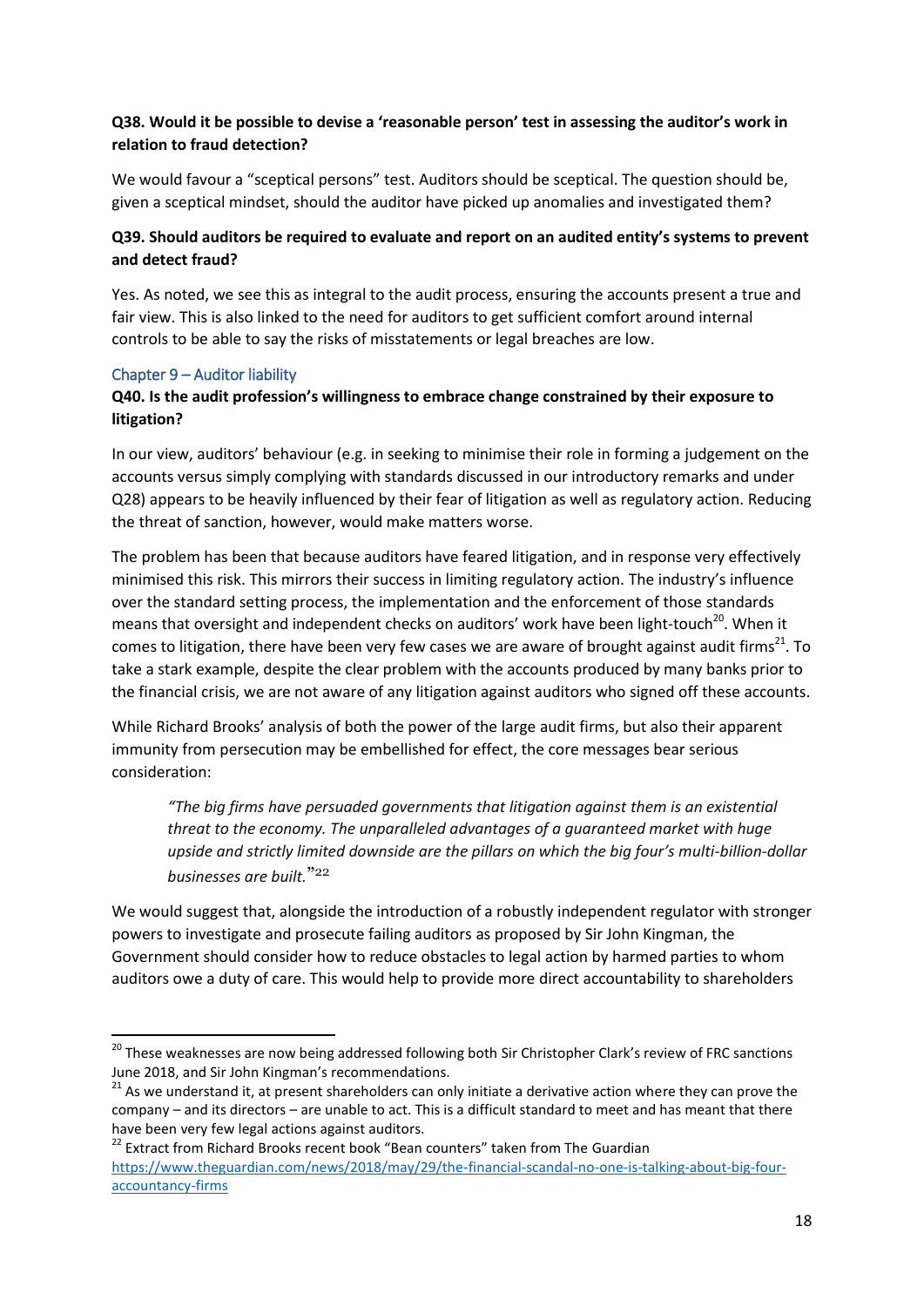**Q38. Would it be possible to devise a 'reasonable person' test in assessing the auditor's work in relation to fraud detection?**

We would favour a "sceptical persons" test. Auditors should be sceptical. The question should be, given a sceptical mindset, should the auditor have picked up anomalies and investigated them?

**Q39. Should auditors be required to evaluate and report on an audited entity's systems to prevent and detect fraud?**

Yes. As noted, we see this as integral to the audit process, ensuring the accounts present a true and fair view. This is also linked to the need for auditors to get sufficient comfort around internal controls to be able to say the risks of misstatements or legal breaches are low.

## Chapter 9 – Auditor liability

**Q40. Is the audit profession's willingness to embrace change constrained by their exposure to litigation?**

In our view, auditors' behaviour (e.g. in seeking to minimise their role in forming a judgement on the accounts versus simply complying with standards discussed in our introductory remarks and under Q28) appears to be heavily influenced by their fear of litigation as well as regulatory action. Reducing the threat of sanction, however, would make matters worse.

The problem has been that because auditors have feared litigation, and in response very effectively minimised this risk. This mirrors their success in limiting regulatory action. The industry's influence over the standard setting process, the implementation and the enforcement of those standards means that oversight and independent checks on auditors' work have been light-touch[20]. When it comes to litigation, there have been very few cases we are aware of brought against audit firms[21]. To take a stark example, despite the clear problem with the accounts produced by many banks prior to the financial crisis, we are not aware of any litigation against auditors who signed off these accounts.

While Richard Brooks' analysis of both the power of the large audit firms, but also their apparent immunity from persecution may be embellished for effect, the core messages bear serious consideration:

> *"The big firms have persuaded governments that litigation against them is an existential threat to the economy. The unparalleled advantages of a guaranteed market with huge upside and strictly limited downside are the pillars on which the big four's multi-billion-dollar businesses are built."*[22]

We would suggest that, alongside the introduction of a robustly independent regulator with stronger powers to investigate and prosecute failing auditors as proposed by Sir John Kingman, the Government should consider how to reduce obstacles to legal action by harmed parties to whom auditors owe a duty of care. This would help to provide more direct accountability to shareholders

---

[20] These weaknesses are now being addressed following both Sir Christopher Clark's review of FRC sanctions June 2018, and Sir John Kingman's recommendations.

[21] As we understand it, at present shareholders can only initiate a derivative action where they can prove the company – and its directors – are unable to act. This is a difficult standard to meet and has meant that there have been very few legal actions against auditors.

[22] Extract from Richard Brooks recent book "Bean counters" taken from The Guardian https://www.theguardian.com/news/2018/may/29/the-financial-scandal-no-one-is-talking-about-big-four-accountancy-firms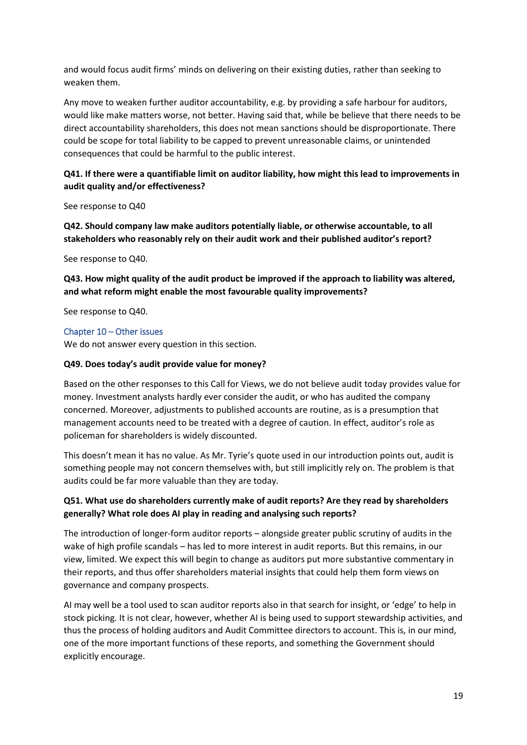and would focus audit firms' minds on delivering on their existing duties, rather than seeking to weaken them.

Any move to weaken further auditor accountability, e.g. by providing a safe harbour for auditors, would like make matters worse, not better. Having said that, while be believe that there needs to be direct accountability shareholders, this does not mean sanctions should be disproportionate. There could be scope for total liability to be capped to prevent unreasonable claims, or unintended consequences that could be harmful to the public interest.

**Q41. If there were a quantifiable limit on auditor liability, how might this lead to improvements in audit quality and/or effectiveness?**

See response to Q40

**Q42. Should company law make auditors potentially liable, or otherwise accountable, to all stakeholders who reasonably rely on their audit work and their published auditor's report?**

See response to Q40.

**Q43. How might quality of the audit product be improved if the approach to liability was altered, and what reform might enable the most favourable quality improvements?**

See response to Q40.

## Chapter 10 – Other issues

We do not answer every question in this section.

**Q49. Does today's audit provide value for money?**

Based on the other responses to this Call for Views, we do not believe audit today provides value for money. Investment analysts hardly ever consider the audit, or who has audited the company concerned. Moreover, adjustments to published accounts are routine, as is a presumption that management accounts need to be treated with a degree of caution. In effect, auditor's role as policeman for shareholders is widely discounted.

This doesn't mean it has no value. As Mr. Tyrie's quote used in our introduction points out, audit is something people may not concern themselves with, but still implicitly rely on. The problem is that audits could be far more valuable than they are today.

**Q51. What use do shareholders currently make of audit reports? Are they read by shareholders generally? What role does AI play in reading and analysing such reports?**

The introduction of longer-form auditor reports – alongside greater public scrutiny of audits in the wake of high profile scandals – has led to more interest in audit reports. But this remains, in our view, limited. We expect this will begin to change as auditors put more substantive commentary in their reports, and thus offer shareholders material insights that could help them form views on governance and company prospects.

AI may well be a tool used to scan auditor reports also in that search for insight, or 'edge' to help in stock picking. It is not clear, however, whether AI is being used to support stewardship activities, and thus the process of holding auditors and Audit Committee directors to account. This is, in our mind, one of the more important functions of these reports, and something the Government should explicitly encourage.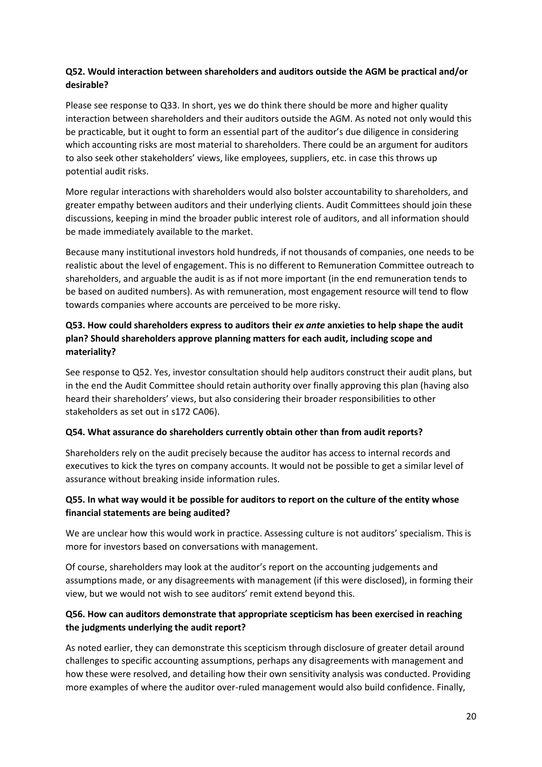**Q52. Would interaction between shareholders and auditors outside the AGM be practical and/or desirable?**

Please see response to Q33. In short, yes we do think there should be more and higher quality interaction between shareholders and their auditors outside the AGM. As noted not only would this be practicable, but it ought to form an essential part of the auditor's due diligence in considering which accounting risks are most material to shareholders. There could be an argument for auditors to also seek other stakeholders' views, like employees, suppliers, etc. in case this throws up potential audit risks.

More regular interactions with shareholders would also bolster accountability to shareholders, and greater empathy between auditors and their underlying clients. Audit Committees should join these discussions, keeping in mind the broader public interest role of auditors, and all information should be made immediately available to the market.

Because many institutional investors hold hundreds, if not thousands of companies, one needs to be realistic about the level of engagement. This is no different to Remuneration Committee outreach to shareholders, and arguable the audit is as if not more important (in the end remuneration tends to be based on audited numbers). As with remuneration, most engagement resource will tend to flow towards companies where accounts are perceived to be more risky.

**Q53. How could shareholders express to auditors their *ex ante* anxieties to help shape the audit plan? Should shareholders approve planning matters for each audit, including scope and materiality?**

See response to Q52. Yes, investor consultation should help auditors construct their audit plans, but in the end the Audit Committee should retain authority over finally approving this plan (having also heard their shareholders' views, but also considering their broader responsibilities to other stakeholders as set out in s172 CA06).

**Q54. What assurance do shareholders currently obtain other than from audit reports?**

Shareholders rely on the audit precisely because the auditor has access to internal records and executives to kick the tyres on company accounts. It would not be possible to get a similar level of assurance without breaking inside information rules.

**Q55. In what way would it be possible for auditors to report on the culture of the entity whose financial statements are being audited?**

We are unclear how this would work in practice. Assessing culture is not auditors' specialism. This is more for investors based on conversations with management.

Of course, shareholders may look at the auditor's report on the accounting judgements and assumptions made, or any disagreements with management (if this were disclosed), in forming their view, but we would not wish to see auditors' remit extend beyond this.

**Q56. How can auditors demonstrate that appropriate scepticism has been exercised in reaching the judgments underlying the audit report?**

As noted earlier, they can demonstrate this scepticism through disclosure of greater detail around challenges to specific accounting assumptions, perhaps any disagreements with management and how these were resolved, and detailing how their own sensitivity analysis was conducted. Providing more examples of where the auditor over-ruled management would also build confidence. Finally,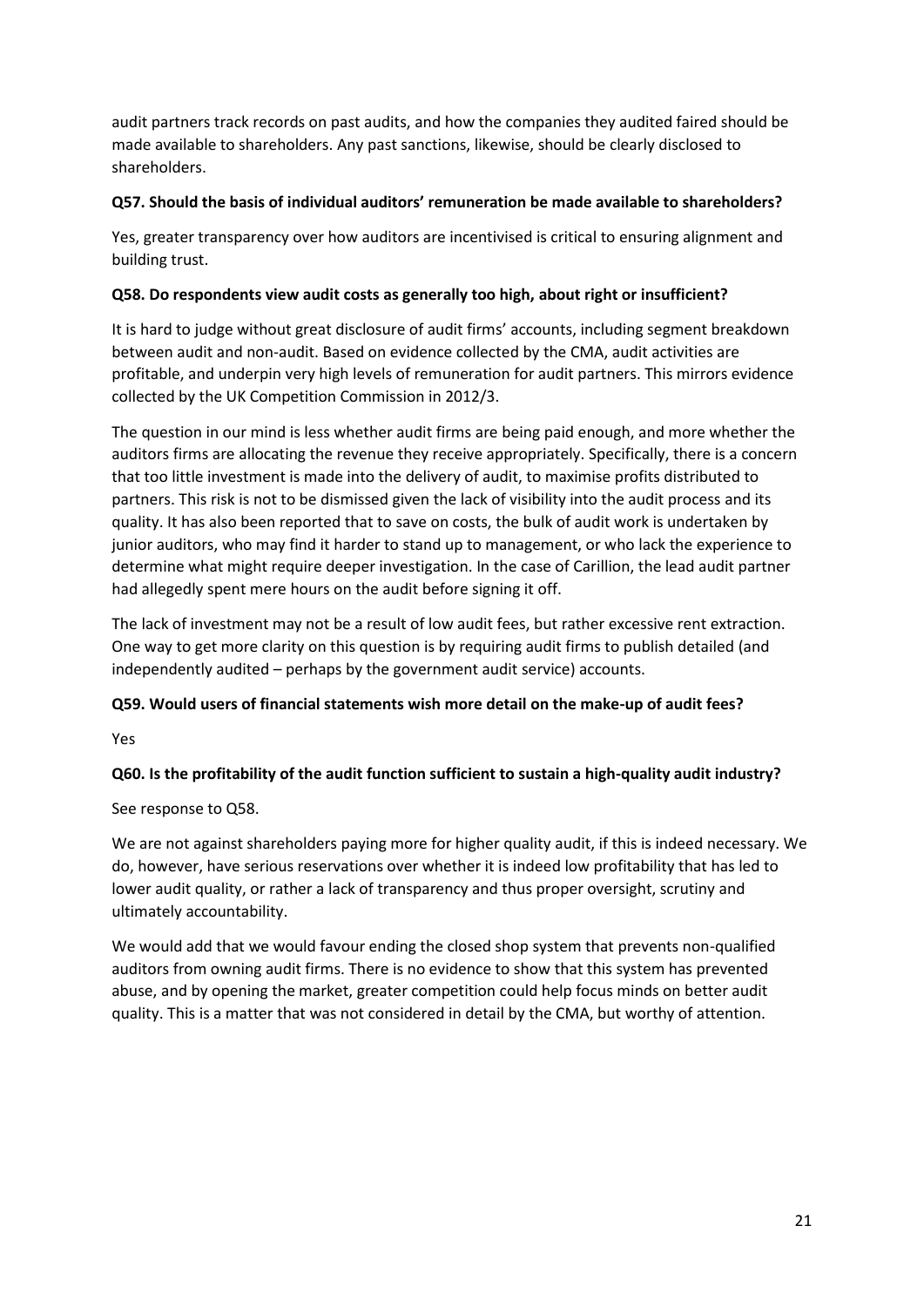audit partners track records on past audits, and how the companies they audited faired should be made available to shareholders. Any past sanctions, likewise, should be clearly disclosed to shareholders.

**Q57. Should the basis of individual auditors' remuneration be made available to shareholders?**

Yes, greater transparency over how auditors are incentivised is critical to ensuring alignment and building trust.

**Q58. Do respondents view audit costs as generally too high, about right or insufficient?**

It is hard to judge without great disclosure of audit firms' accounts, including segment breakdown between audit and non-audit. Based on evidence collected by the CMA, audit activities are profitable, and underpin very high levels of remuneration for audit partners. This mirrors evidence collected by the UK Competition Commission in 2012/3.

The question in our mind is less whether audit firms are being paid enough, and more whether the auditors firms are allocating the revenue they receive appropriately. Specifically, there is a concern that too little investment is made into the delivery of audit, to maximise profits distributed to partners. This risk is not to be dismissed given the lack of visibility into the audit process and its quality. It has also been reported that to save on costs, the bulk of audit work is undertaken by junior auditors, who may find it harder to stand up to management, or who lack the experience to determine what might require deeper investigation. In the case of Carillion, the lead audit partner had allegedly spent mere hours on the audit before signing it off.

The lack of investment may not be a result of low audit fees, but rather excessive rent extraction. One way to get more clarity on this question is by requiring audit firms to publish detailed (and independently audited – perhaps by the government audit service) accounts.

**Q59. Would users of financial statements wish more detail on the make-up of audit fees?**

Yes

**Q60. Is the profitability of the audit function sufficient to sustain a high-quality audit industry?**

See response to Q58.

We are not against shareholders paying more for higher quality audit, if this is indeed necessary. We do, however, have serious reservations over whether it is indeed low profitability that has led to lower audit quality, or rather a lack of transparency and thus proper oversight, scrutiny and ultimately accountability.

We would add that we would favour ending the closed shop system that prevents non-qualified auditors from owning audit firms. There is no evidence to show that this system has prevented abuse, and by opening the market, greater competition could help focus minds on better audit quality. This is a matter that was not considered in detail by the CMA, but worthy of attention.